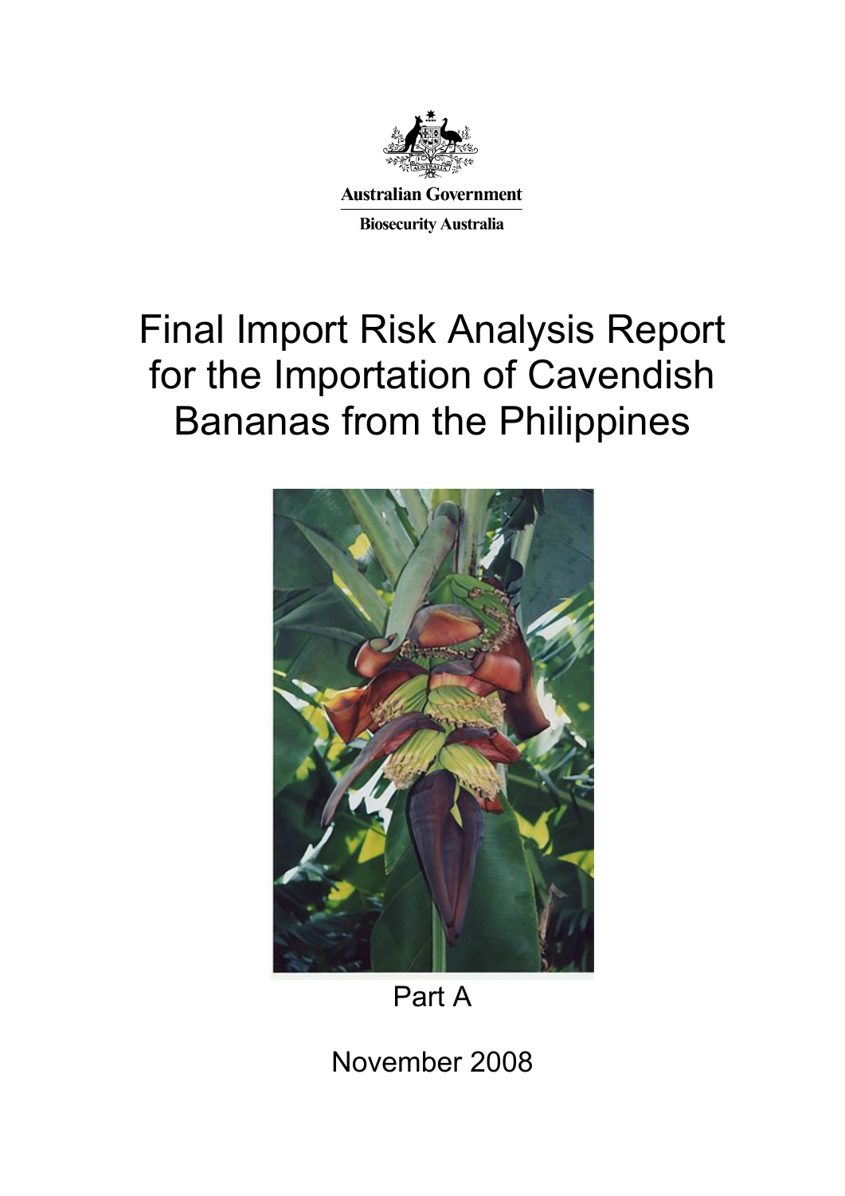Australian Government

Biosecurity Australia

# Final Import Risk Analysis Report for the Importation of Cavendish Bananas from the Philippines

Part A

November 2008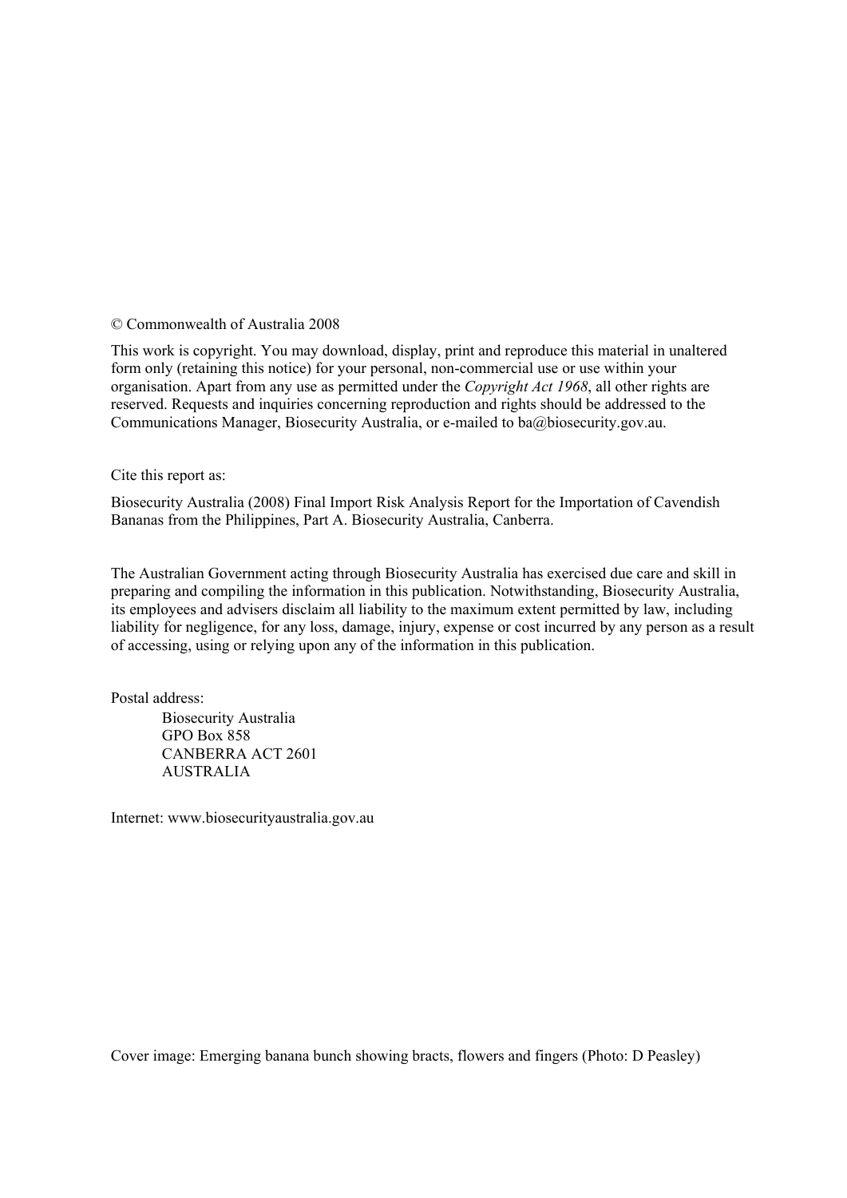© Commonwealth of Australia 2008

This work is copyright. You may download, display, print and reproduce this material in unaltered form only (retaining this notice) for your personal, non-commercial use or use within your organisation. Apart from any use as permitted under the *Copyright Act 1968*, all other rights are reserved. Requests and inquiries concerning reproduction and rights should be addressed to the Communications Manager, Biosecurity Australia, or e-mailed to ba@biosecurity.gov.au.

Cite this report as:

Biosecurity Australia (2008) Final Import Risk Analysis Report for the Importation of Cavendish Bananas from the Philippines, Part A. Biosecurity Australia, Canberra.

The Australian Government acting through Biosecurity Australia has exercised due care and skill in preparing and compiling the information in this publication. Notwithstanding, Biosecurity Australia, its employees and advisers disclaim all liability to the maximum extent permitted by law, including liability for negligence, for any loss, damage, injury, expense or cost incurred by any person as a result of accessing, using or relying upon any of the information in this publication.

Postal address:

Biosecurity Australia
GPO Box 858
CANBERRA ACT 2601
AUSTRALIA

Internet: www.biosecurityaustralia.gov.au

Cover image: Emerging banana bunch showing bracts, flowers and fingers (Photo: D Peasley)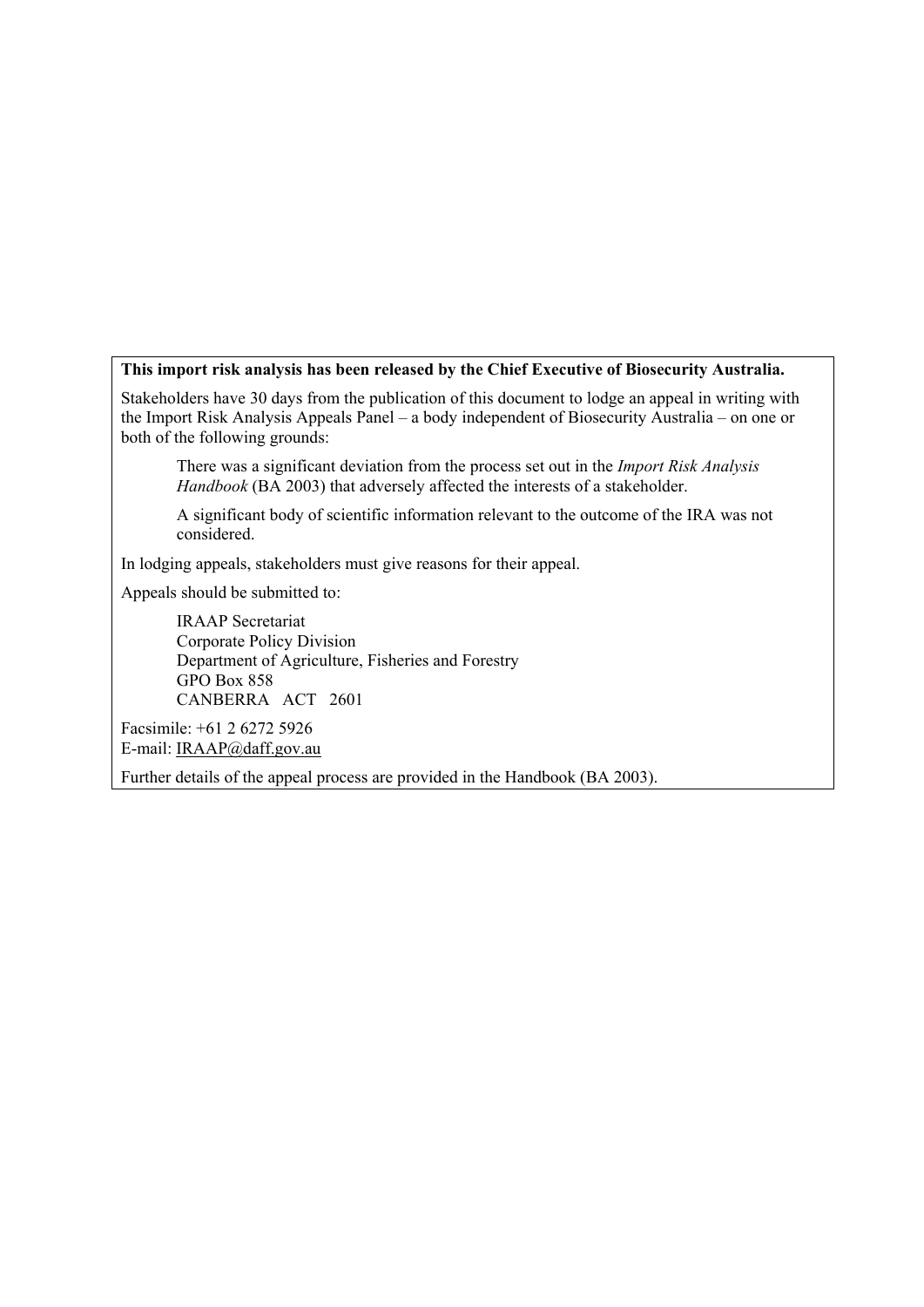**This import risk analysis has been released by the Chief Executive of Biosecurity Australia.**

Stakeholders have 30 days from the publication of this document to lodge an appeal in writing with the Import Risk Analysis Appeals Panel – a body independent of Biosecurity Australia – on one or both of the following grounds:

> There was a significant deviation from the process set out in the *Import Risk Analysis Handbook* (BA 2003) that adversely affected the interests of a stakeholder.
>
> A significant body of scientific information relevant to the outcome of the IRA was not considered.

In lodging appeals, stakeholders must give reasons for their appeal.

Appeals should be submitted to:

> IRAAP Secretariat  
> Corporate Policy Division  
> Department of Agriculture, Fisheries and Forestry  
> GPO Box 858  
> CANBERRA ACT 2601

Facsimile: +61 2 6272 5926  
E-mail: IRAAP@daff.gov.au

Further details of the appeal process are provided in the Handbook (BA 2003).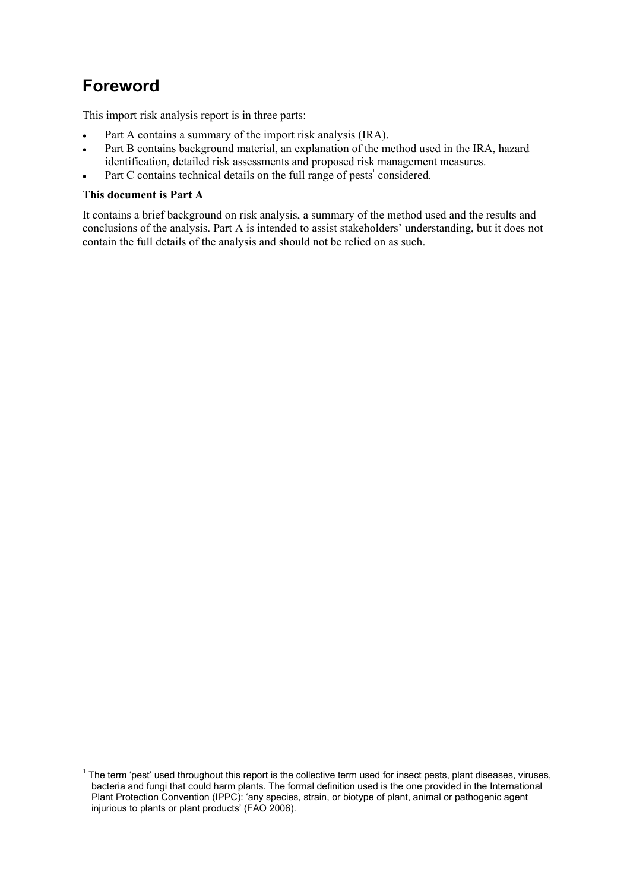# Foreword

This import risk analysis report is in three parts:

- Part A contains a summary of the import risk analysis (IRA).
- Part B contains background material, an explanation of the method used in the IRA, hazard identification, detailed risk assessments and proposed risk management measures.
- Part C contains technical details on the full range of pests[1] considered.

**This document is Part A**

It contains a brief background on risk analysis, a summary of the method used and the results and conclusions of the analysis. Part A is intended to assist stakeholders' understanding, but it does not contain the full details of the analysis and should not be relied on as such.

---

[1] The term 'pest' used throughout this report is the collective term used for insect pests, plant diseases, viruses, bacteria and fungi that could harm plants. The formal definition used is the one provided in the International Plant Protection Convention (IPPC): 'any species, strain, or biotype of plant, animal or pathogenic agent injurious to plants or plant products' (FAO 2006).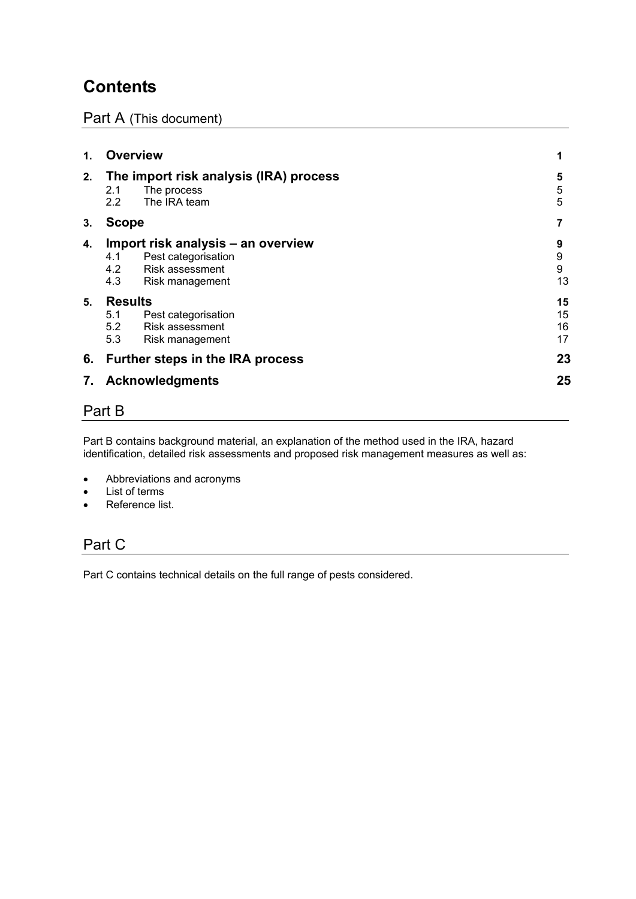# Contents

## Part A (This document)

| | | |
|---|---|---|
| **1.** | **Overview** | **1** |
| **2.** | **The import risk analysis (IRA) process** | **5** |
| | 2.1 The process | 5 |
| | 2.2 The IRA team | 5 |
| **3.** | **Scope** | **7** |
| **4.** | **Import risk analysis – an overview** | **9** |
| | 4.1 Pest categorisation | 9 |
| | 4.2 Risk assessment | 9 |
| | 4.3 Risk management | 13 |
| **5.** | **Results** | **15** |
| | 5.1 Pest categorisation | 15 |
| | 5.2 Risk assessment | 16 |
| | 5.3 Risk management | 17 |
| **6.** | **Further steps in the IRA process** | **23** |
| **7.** | **Acknowledgments** | **25** |

## Part B

Part B contains background material, an explanation of the method used in the IRA, hazard identification, detailed risk assessments and proposed risk management measures as well as:

- Abbreviations and acronyms
- List of terms
- Reference list.

## Part C

Part C contains technical details on the full range of pests considered.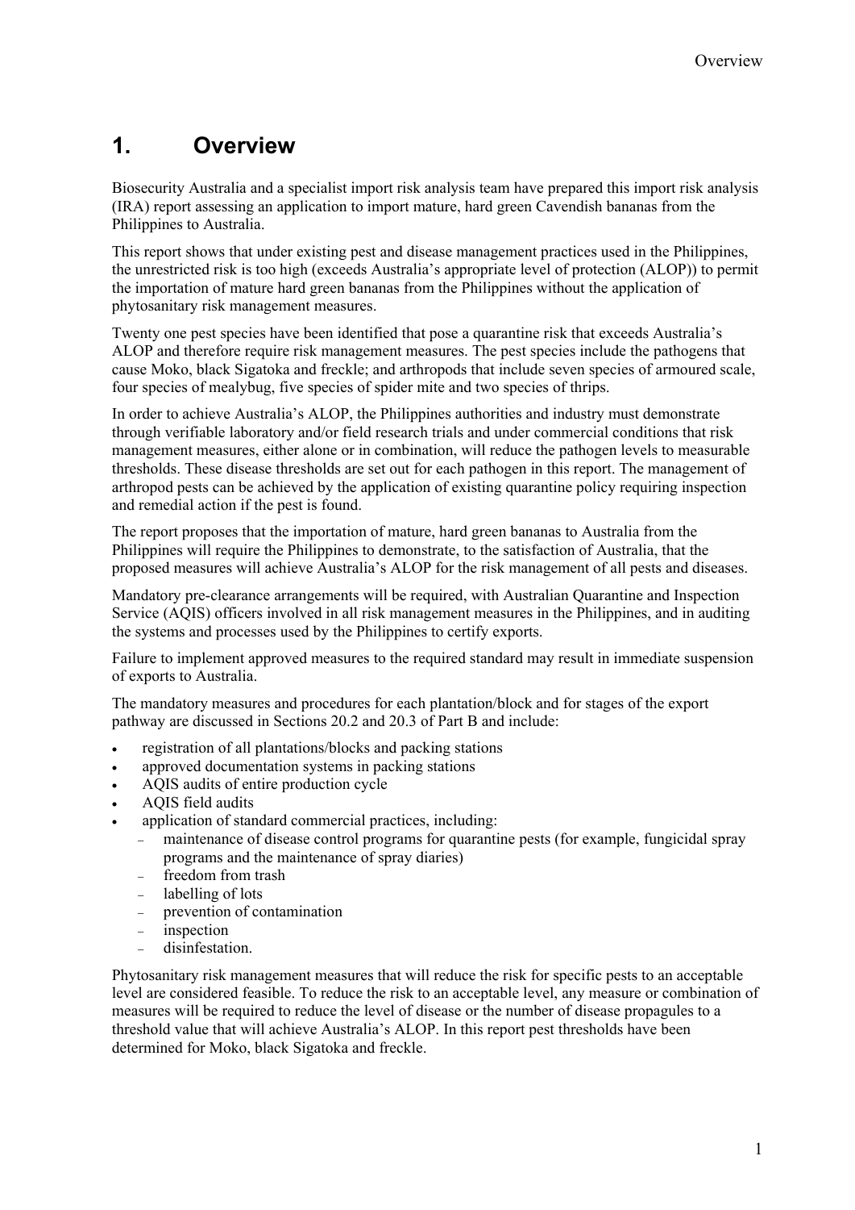# 1. Overview

Biosecurity Australia and a specialist import risk analysis team have prepared this import risk analysis (IRA) report assessing an application to import mature, hard green Cavendish bananas from the Philippines to Australia.

This report shows that under existing pest and disease management practices used in the Philippines, the unrestricted risk is too high (exceeds Australia's appropriate level of protection (ALOP)) to permit the importation of mature hard green bananas from the Philippines without the application of phytosanitary risk management measures.

Twenty one pest species have been identified that pose a quarantine risk that exceeds Australia's ALOP and therefore require risk management measures. The pest species include the pathogens that cause Moko, black Sigatoka and freckle; and arthropods that include seven species of armoured scale, four species of mealybug, five species of spider mite and two species of thrips.

In order to achieve Australia's ALOP, the Philippines authorities and industry must demonstrate through verifiable laboratory and/or field research trials and under commercial conditions that risk management measures, either alone or in combination, will reduce the pathogen levels to measurable thresholds. These disease thresholds are set out for each pathogen in this report. The management of arthropod pests can be achieved by the application of existing quarantine policy requiring inspection and remedial action if the pest is found.

The report proposes that the importation of mature, hard green bananas to Australia from the Philippines will require the Philippines to demonstrate, to the satisfaction of Australia, that the proposed measures will achieve Australia's ALOP for the risk management of all pests and diseases.

Mandatory pre-clearance arrangements will be required, with Australian Quarantine and Inspection Service (AQIS) officers involved in all risk management measures in the Philippines, and in auditing the systems and processes used by the Philippines to certify exports.

Failure to implement approved measures to the required standard may result in immediate suspension of exports to Australia.

The mandatory measures and procedures for each plantation/block and for stages of the export pathway are discussed in Sections 20.2 and 20.3 of Part B and include:

- registration of all plantations/blocks and packing stations
- approved documentation systems in packing stations
- AQIS audits of entire production cycle
- AQIS field audits
- application of standard commercial practices, including:
  - maintenance of disease control programs for quarantine pests (for example, fungicidal spray programs and the maintenance of spray diaries)
  - freedom from trash
  - labelling of lots
  - prevention of contamination
  - inspection
  - disinfestation.

Phytosanitary risk management measures that will reduce the risk for specific pests to an acceptable level are considered feasible. To reduce the risk to an acceptable level, any measure or combination of measures will be required to reduce the level of disease or the number of disease propagules to a threshold value that will achieve Australia's ALOP. In this report pest thresholds have been determined for Moko, black Sigatoka and freckle.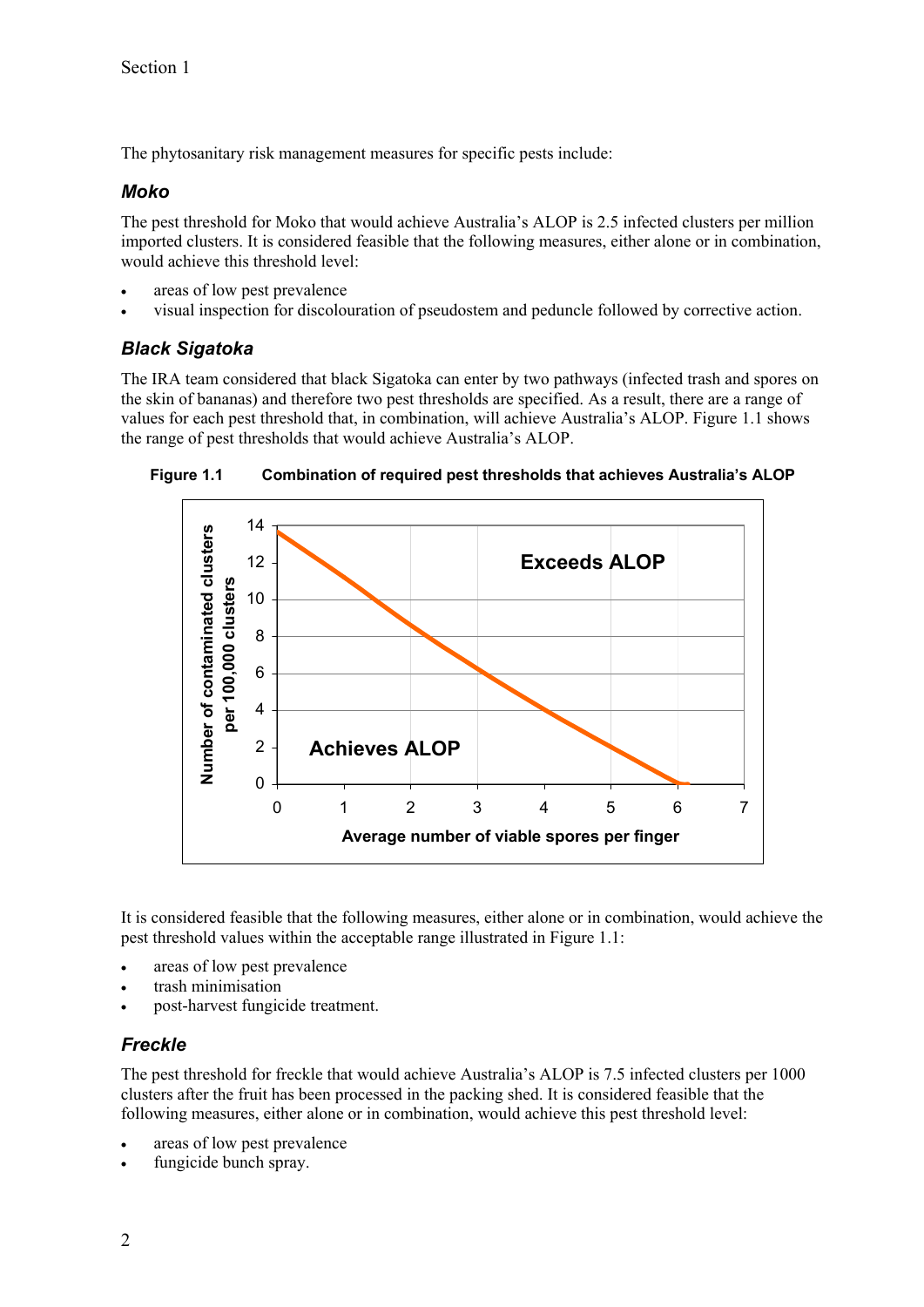The phytosanitary risk management measures for specific pests include:

### *Moko*

The pest threshold for Moko that would achieve Australia's ALOP is 2.5 infected clusters per million imported clusters. It is considered feasible that the following measures, either alone or in combination, would achieve this threshold level:

- areas of low pest prevalence
- visual inspection for discolouration of pseudostem and peduncle followed by corrective action.

### *Black Sigatoka*

The IRA team considered that black Sigatoka can enter by two pathways (infected trash and spores on the skin of bananas) and therefore two pest thresholds are specified. As a result, there are a range of values for each pest threshold that, in combination, will achieve Australia's ALOP. Figure 1.1 shows the range of pest thresholds that would achieve Australia's ALOP.

**Figure 1.1 Combination of required pest thresholds that achieves Australia's ALOP**

It is considered feasible that the following measures, either alone or in combination, would achieve the pest threshold values within the acceptable range illustrated in Figure 1.1:

- areas of low pest prevalence
- trash minimisation
- post-harvest fungicide treatment.

### *Freckle*

The pest threshold for freckle that would achieve Australia's ALOP is 7.5 infected clusters per 1000 clusters after the fruit has been processed in the packing shed. It is considered feasible that the following measures, either alone or in combination, would achieve this pest threshold level:

- areas of low pest prevalence
- fungicide bunch spray.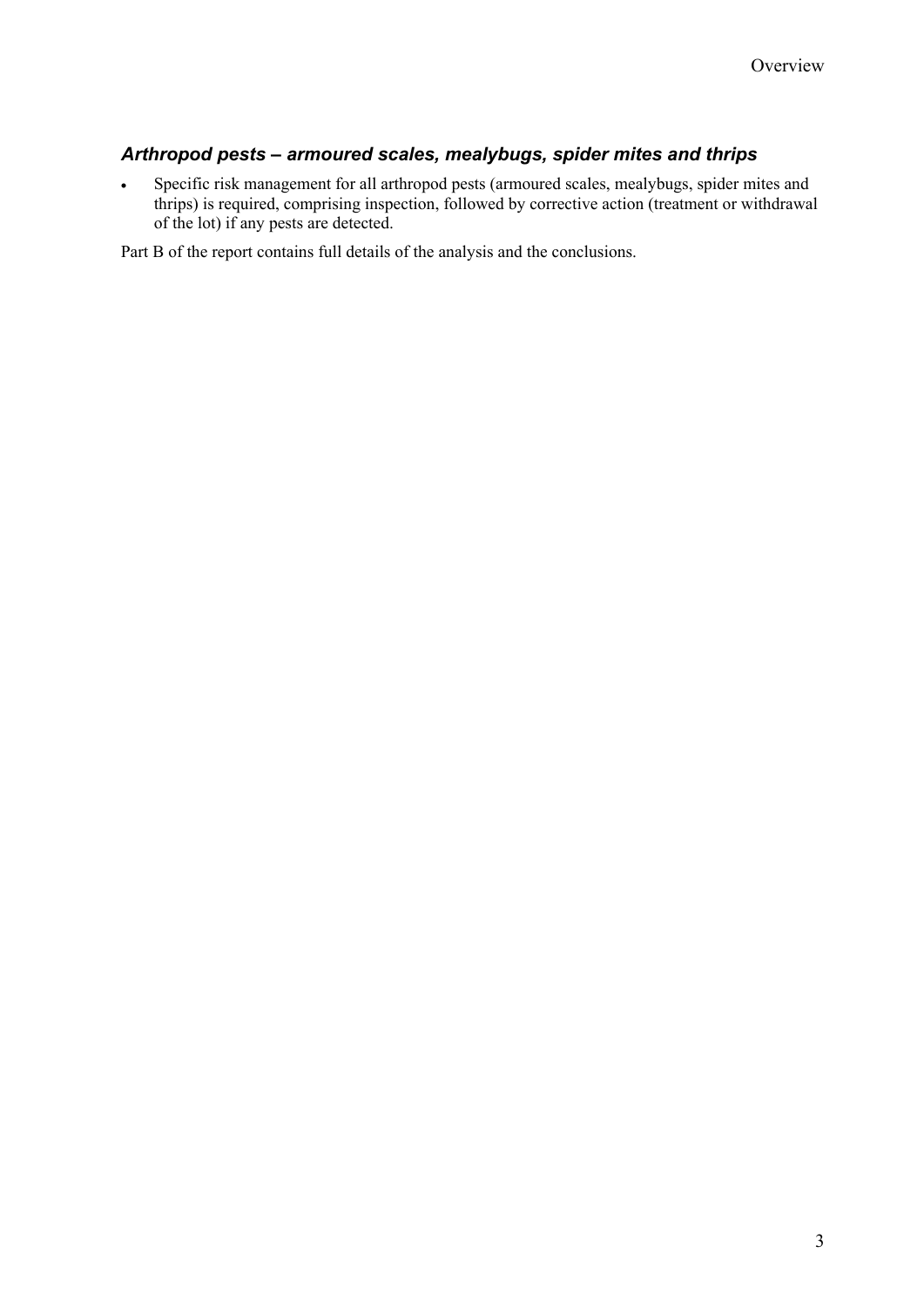### *Arthropod pests – armoured scales, mealybugs, spider mites and thrips*

- Specific risk management for all arthropod pests (armoured scales, mealybugs, spider mites and thrips) is required, comprising inspection, followed by corrective action (treatment or withdrawal of the lot) if any pests are detected.

Part B of the report contains full details of the analysis and the conclusions.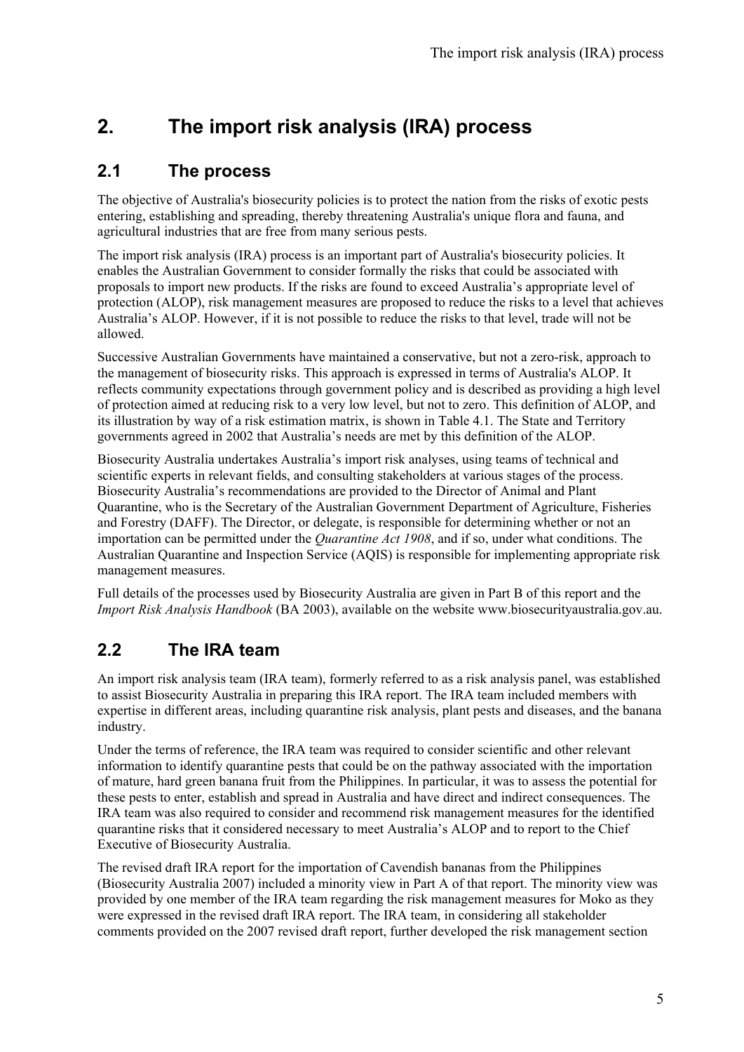# 2. The import risk analysis (IRA) process

## 2.1 The process

The objective of Australia's biosecurity policies is to protect the nation from the risks of exotic pests entering, establishing and spreading, thereby threatening Australia's unique flora and fauna, and agricultural industries that are free from many serious pests.

The import risk analysis (IRA) process is an important part of Australia's biosecurity policies. It enables the Australian Government to consider formally the risks that could be associated with proposals to import new products. If the risks are found to exceed Australia's appropriate level of protection (ALOP), risk management measures are proposed to reduce the risks to a level that achieves Australia's ALOP. However, if it is not possible to reduce the risks to that level, trade will not be allowed.

Successive Australian Governments have maintained a conservative, but not a zero-risk, approach to the management of biosecurity risks. This approach is expressed in terms of Australia's ALOP. It reflects community expectations through government policy and is described as providing a high level of protection aimed at reducing risk to a very low level, but not to zero. This definition of ALOP, and its illustration by way of a risk estimation matrix, is shown in Table 4.1. The State and Territory governments agreed in 2002 that Australia's needs are met by this definition of the ALOP.

Biosecurity Australia undertakes Australia's import risk analyses, using teams of technical and scientific experts in relevant fields, and consulting stakeholders at various stages of the process. Biosecurity Australia's recommendations are provided to the Director of Animal and Plant Quarantine, who is the Secretary of the Australian Government Department of Agriculture, Fisheries and Forestry (DAFF). The Director, or delegate, is responsible for determining whether or not an importation can be permitted under the *Quarantine Act 1908*, and if so, under what conditions. The Australian Quarantine and Inspection Service (AQIS) is responsible for implementing appropriate risk management measures.

Full details of the processes used by Biosecurity Australia are given in Part B of this report and the *Import Risk Analysis Handbook* (BA 2003), available on the website www.biosecurityaustralia.gov.au.

## 2.2 The IRA team

An import risk analysis team (IRA team), formerly referred to as a risk analysis panel, was established to assist Biosecurity Australia in preparing this IRA report. The IRA team included members with expertise in different areas, including quarantine risk analysis, plant pests and diseases, and the banana industry.

Under the terms of reference, the IRA team was required to consider scientific and other relevant information to identify quarantine pests that could be on the pathway associated with the importation of mature, hard green banana fruit from the Philippines. In particular, it was to assess the potential for these pests to enter, establish and spread in Australia and have direct and indirect consequences. The IRA team was also required to consider and recommend risk management measures for the identified quarantine risks that it considered necessary to meet Australia's ALOP and to report to the Chief Executive of Biosecurity Australia.

The revised draft IRA report for the importation of Cavendish bananas from the Philippines (Biosecurity Australia 2007) included a minority view in Part A of that report. The minority view was provided by one member of the IRA team regarding the risk management measures for Moko as they were expressed in the revised draft IRA report. The IRA team, in considering all stakeholder comments provided on the 2007 revised draft report, further developed the risk management section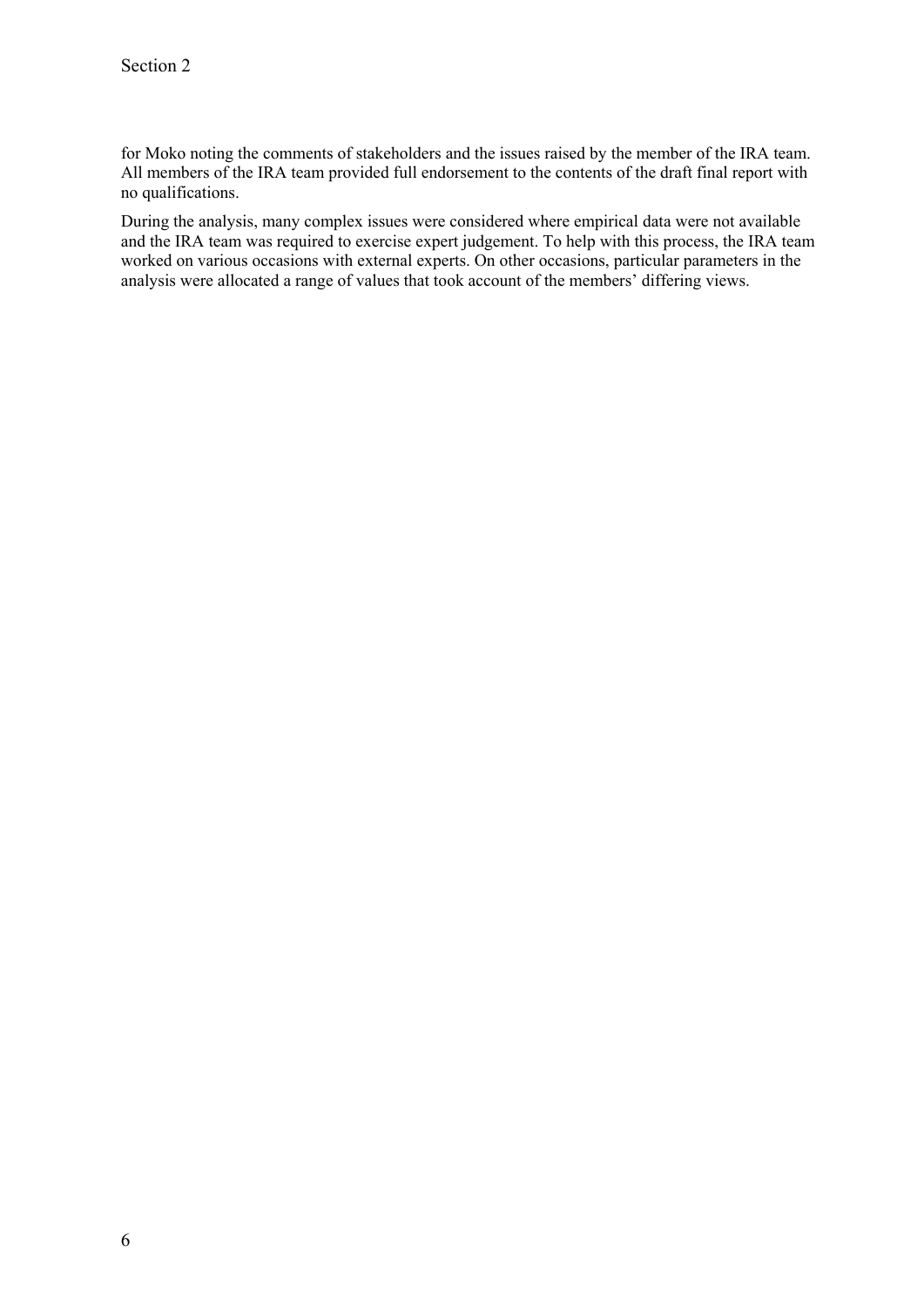for Moko noting the comments of stakeholders and the issues raised by the member of the IRA team. All members of the IRA team provided full endorsement to the contents of the draft final report with no qualifications.

During the analysis, many complex issues were considered where empirical data were not available and the IRA team was required to exercise expert judgement. To help with this process, the IRA team worked on various occasions with external experts. On other occasions, particular parameters in the analysis were allocated a range of values that took account of the members' differing views.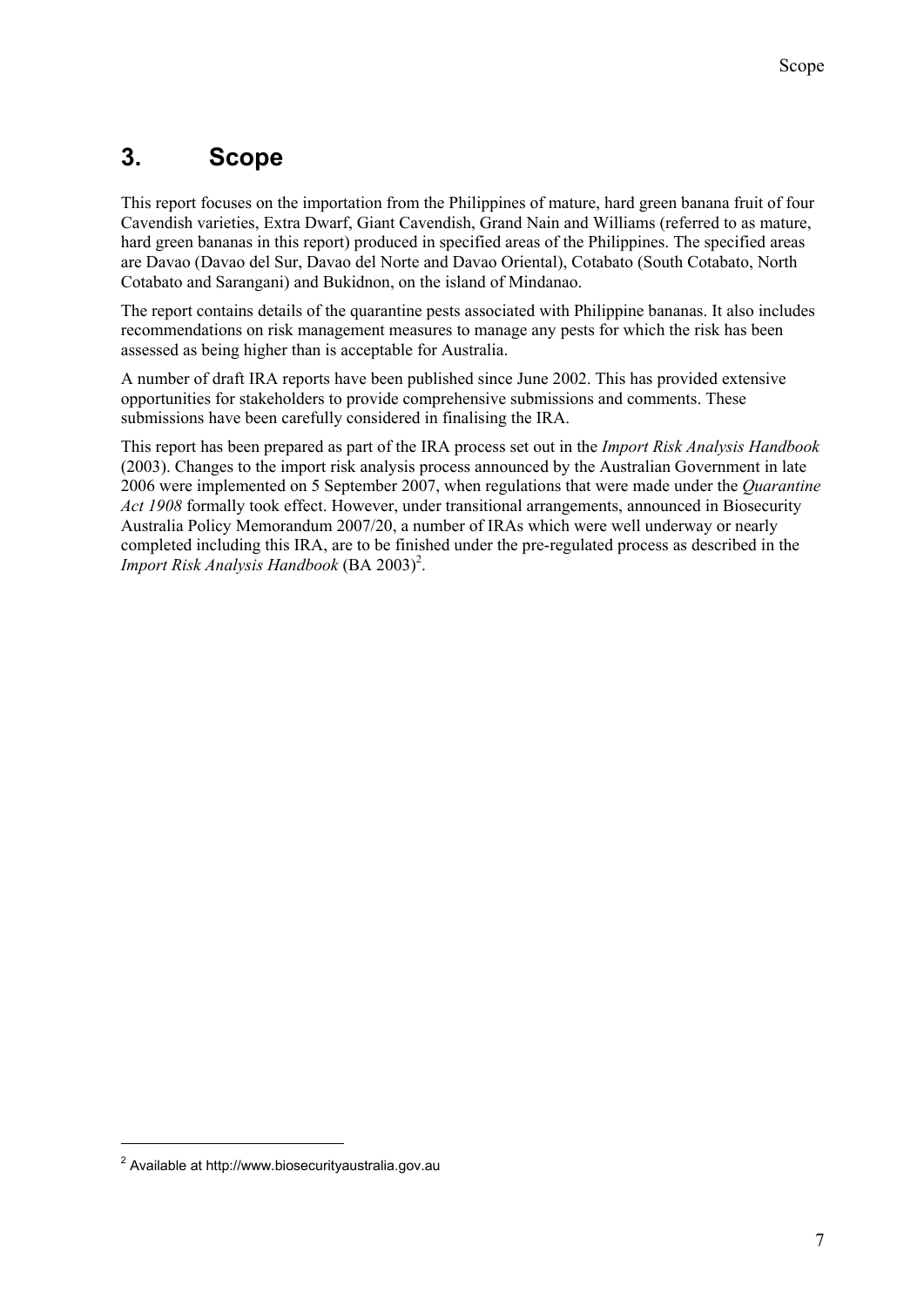# 3. Scope

This report focuses on the importation from the Philippines of mature, hard green banana fruit of four Cavendish varieties, Extra Dwarf, Giant Cavendish, Grand Nain and Williams (referred to as mature, hard green bananas in this report) produced in specified areas of the Philippines. The specified areas are Davao (Davao del Sur, Davao del Norte and Davao Oriental), Cotabato (South Cotabato, North Cotabato and Sarangani) and Bukidnon, on the island of Mindanao.

The report contains details of the quarantine pests associated with Philippine bananas. It also includes recommendations on risk management measures to manage any pests for which the risk has been assessed as being higher than is acceptable for Australia.

A number of draft IRA reports have been published since June 2002. This has provided extensive opportunities for stakeholders to provide comprehensive submissions and comments. These submissions have been carefully considered in finalising the IRA.

This report has been prepared as part of the IRA process set out in the *Import Risk Analysis Handbook* (2003). Changes to the import risk analysis process announced by the Australian Government in late 2006 were implemented on 5 September 2007, when regulations that were made under the *Quarantine Act 1908* formally took effect. However, under transitional arrangements, announced in Biosecurity Australia Policy Memorandum 2007/20, a number of IRAs which were well underway or nearly completed including this IRA, are to be finished under the pre-regulated process as described in the *Import Risk Analysis Handbook* (BA 2003)[2].

---

[2] Available at http://www.biosecurityaustralia.gov.au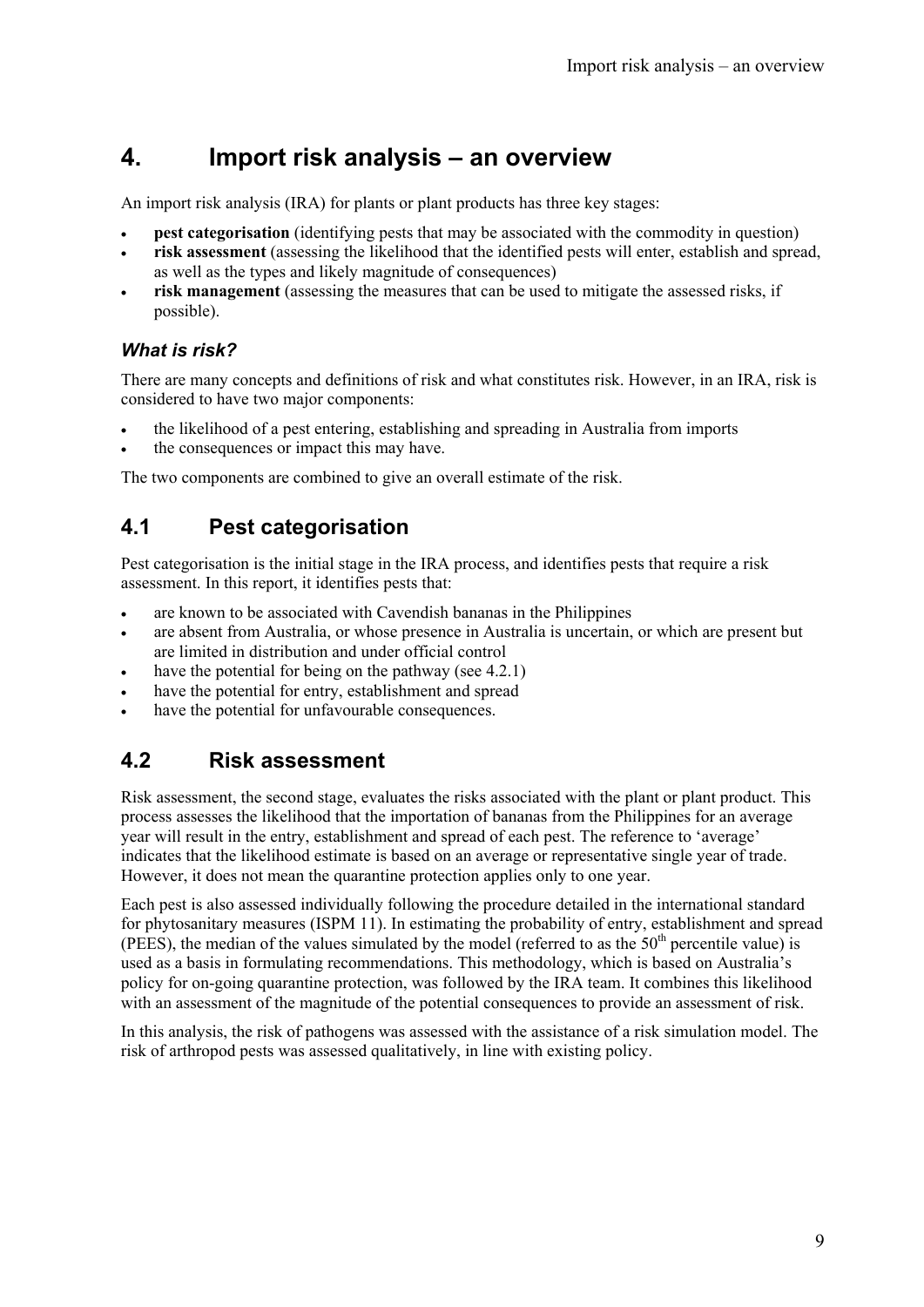# 4. Import risk analysis – an overview

An import risk analysis (IRA) for plants or plant products has three key stages:

- **pest categorisation** (identifying pests that may be associated with the commodity in question)
- **risk assessment** (assessing the likelihood that the identified pests will enter, establish and spread, as well as the types and likely magnitude of consequences)
- **risk management** (assessing the measures that can be used to mitigate the assessed risks, if possible).

### *What is risk?*

There are many concepts and definitions of risk and what constitutes risk. However, in an IRA, risk is considered to have two major components:

- the likelihood of a pest entering, establishing and spreading in Australia from imports
- the consequences or impact this may have.

The two components are combined to give an overall estimate of the risk.

## 4.1 Pest categorisation

Pest categorisation is the initial stage in the IRA process, and identifies pests that require a risk assessment. In this report, it identifies pests that:

- are known to be associated with Cavendish bananas in the Philippines
- are absent from Australia, or whose presence in Australia is uncertain, or which are present but are limited in distribution and under official control
- have the potential for being on the pathway (see 4.2.1)
- have the potential for entry, establishment and spread
- have the potential for unfavourable consequences.

## 4.2 Risk assessment

Risk assessment, the second stage, evaluates the risks associated with the plant or plant product. This process assesses the likelihood that the importation of bananas from the Philippines for an average year will result in the entry, establishment and spread of each pest. The reference to 'average' indicates that the likelihood estimate is based on an average or representative single year of trade. However, it does not mean the quarantine protection applies only to one year.

Each pest is also assessed individually following the procedure detailed in the international standard for phytosanitary measures (ISPM 11). In estimating the probability of entry, establishment and spread (PEES), the median of the values simulated by the model (referred to as the 50$^{th}$ percentile value) is used as a basis in formulating recommendations. This methodology, which is based on Australia's policy for on-going quarantine protection, was followed by the IRA team. It combines this likelihood with an assessment of the magnitude of the potential consequences to provide an assessment of risk.

In this analysis, the risk of pathogens was assessed with the assistance of a risk simulation model. The risk of arthropod pests was assessed qualitatively, in line with existing policy.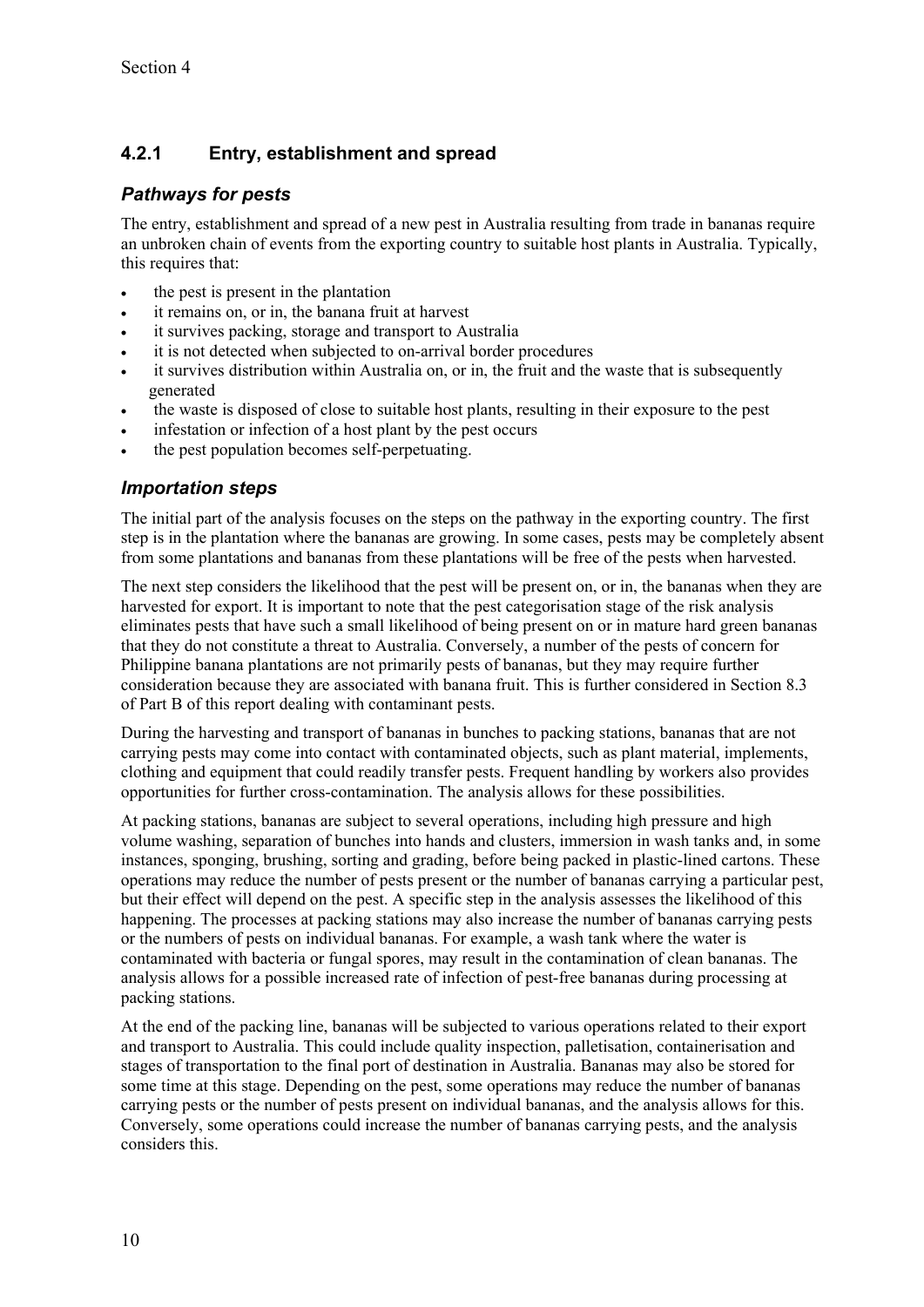### 4.2.1 Entry, establishment and spread

#### *Pathways for pests*

The entry, establishment and spread of a new pest in Australia resulting from trade in bananas require an unbroken chain of events from the exporting country to suitable host plants in Australia. Typically, this requires that:

- the pest is present in the plantation
- it remains on, or in, the banana fruit at harvest
- it survives packing, storage and transport to Australia
- it is not detected when subjected to on-arrival border procedures
- it survives distribution within Australia on, or in, the fruit and the waste that is subsequently generated
- the waste is disposed of close to suitable host plants, resulting in their exposure to the pest
- infestation or infection of a host plant by the pest occurs
- the pest population becomes self-perpetuating.

#### *Importation steps*

The initial part of the analysis focuses on the steps on the pathway in the exporting country. The first step is in the plantation where the bananas are growing. In some cases, pests may be completely absent from some plantations and bananas from these plantations will be free of the pests when harvested.

The next step considers the likelihood that the pest will be present on, or in, the bananas when they are harvested for export. It is important to note that the pest categorisation stage of the risk analysis eliminates pests that have such a small likelihood of being present on or in mature hard green bananas that they do not constitute a threat to Australia. Conversely, a number of the pests of concern for Philippine banana plantations are not primarily pests of bananas, but they may require further consideration because they are associated with banana fruit. This is further considered in Section 8.3 of Part B of this report dealing with contaminant pests.

During the harvesting and transport of bananas in bunches to packing stations, bananas that are not carrying pests may come into contact with contaminated objects, such as plant material, implements, clothing and equipment that could readily transfer pests. Frequent handling by workers also provides opportunities for further cross-contamination. The analysis allows for these possibilities.

At packing stations, bananas are subject to several operations, including high pressure and high volume washing, separation of bunches into hands and clusters, immersion in wash tanks and, in some instances, sponging, brushing, sorting and grading, before being packed in plastic-lined cartons. These operations may reduce the number of pests present or the number of bananas carrying a particular pest, but their effect will depend on the pest. A specific step in the analysis assesses the likelihood of this happening. The processes at packing stations may also increase the number of bananas carrying pests or the numbers of pests on individual bananas. For example, a wash tank where the water is contaminated with bacteria or fungal spores, may result in the contamination of clean bananas. The analysis allows for a possible increased rate of infection of pest-free bananas during processing at packing stations.

At the end of the packing line, bananas will be subjected to various operations related to their export and transport to Australia. This could include quality inspection, palletisation, containerisation and stages of transportation to the final port of destination in Australia. Bananas may also be stored for some time at this stage. Depending on the pest, some operations may reduce the number of bananas carrying pests or the number of pests present on individual bananas, and the analysis allows for this. Conversely, some operations could increase the number of bananas carrying pests, and the analysis considers this.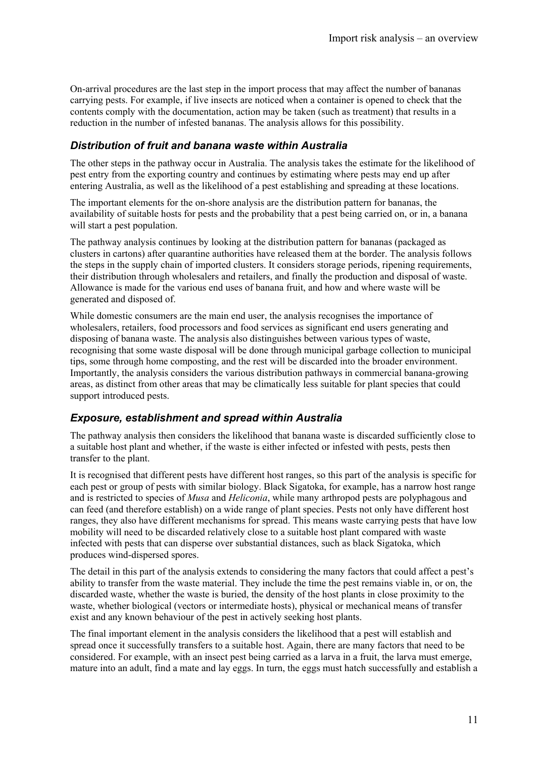On-arrival procedures are the last step in the import process that may affect the number of bananas carrying pests. For example, if live insects are noticed when a container is opened to check that the contents comply with the documentation, action may be taken (such as treatment) that results in a reduction in the number of infested bananas. The analysis allows for this possibility.

### *Distribution of fruit and banana waste within Australia*

The other steps in the pathway occur in Australia. The analysis takes the estimate for the likelihood of pest entry from the exporting country and continues by estimating where pests may end up after entering Australia, as well as the likelihood of a pest establishing and spreading at these locations.

The important elements for the on-shore analysis are the distribution pattern for bananas, the availability of suitable hosts for pests and the probability that a pest being carried on, or in, a banana will start a pest population.

The pathway analysis continues by looking at the distribution pattern for bananas (packaged as clusters in cartons) after quarantine authorities have released them at the border. The analysis follows the steps in the supply chain of imported clusters. It considers storage periods, ripening requirements, their distribution through wholesalers and retailers, and finally the production and disposal of waste. Allowance is made for the various end uses of banana fruit, and how and where waste will be generated and disposed of.

While domestic consumers are the main end user, the analysis recognises the importance of wholesalers, retailers, food processors and food services as significant end users generating and disposing of banana waste. The analysis also distinguishes between various types of waste, recognising that some waste disposal will be done through municipal garbage collection to municipal tips, some through home composting, and the rest will be discarded into the broader environment. Importantly, the analysis considers the various distribution pathways in commercial banana-growing areas, as distinct from other areas that may be climatically less suitable for plant species that could support introduced pests.

### *Exposure, establishment and spread within Australia*

The pathway analysis then considers the likelihood that banana waste is discarded sufficiently close to a suitable host plant and whether, if the waste is either infected or infested with pests, pests then transfer to the plant.

It is recognised that different pests have different host ranges, so this part of the analysis is specific for each pest or group of pests with similar biology. Black Sigatoka, for example, has a narrow host range and is restricted to species of *Musa* and *Heliconia*, while many arthropod pests are polyphagous and can feed (and therefore establish) on a wide range of plant species. Pests not only have different host ranges, they also have different mechanisms for spread. This means waste carrying pests that have low mobility will need to be discarded relatively close to a suitable host plant compared with waste infected with pests that can disperse over substantial distances, such as black Sigatoka, which produces wind-dispersed spores.

The detail in this part of the analysis extends to considering the many factors that could affect a pest's ability to transfer from the waste material. They include the time the pest remains viable in, or on, the discarded waste, whether the waste is buried, the density of the host plants in close proximity to the waste, whether biological (vectors or intermediate hosts), physical or mechanical means of transfer exist and any known behaviour of the pest in actively seeking host plants.

The final important element in the analysis considers the likelihood that a pest will establish and spread once it successfully transfers to a suitable host. Again, there are many factors that need to be considered. For example, with an insect pest being carried as a larva in a fruit, the larva must emerge, mature into an adult, find a mate and lay eggs. In turn, the eggs must hatch successfully and establish a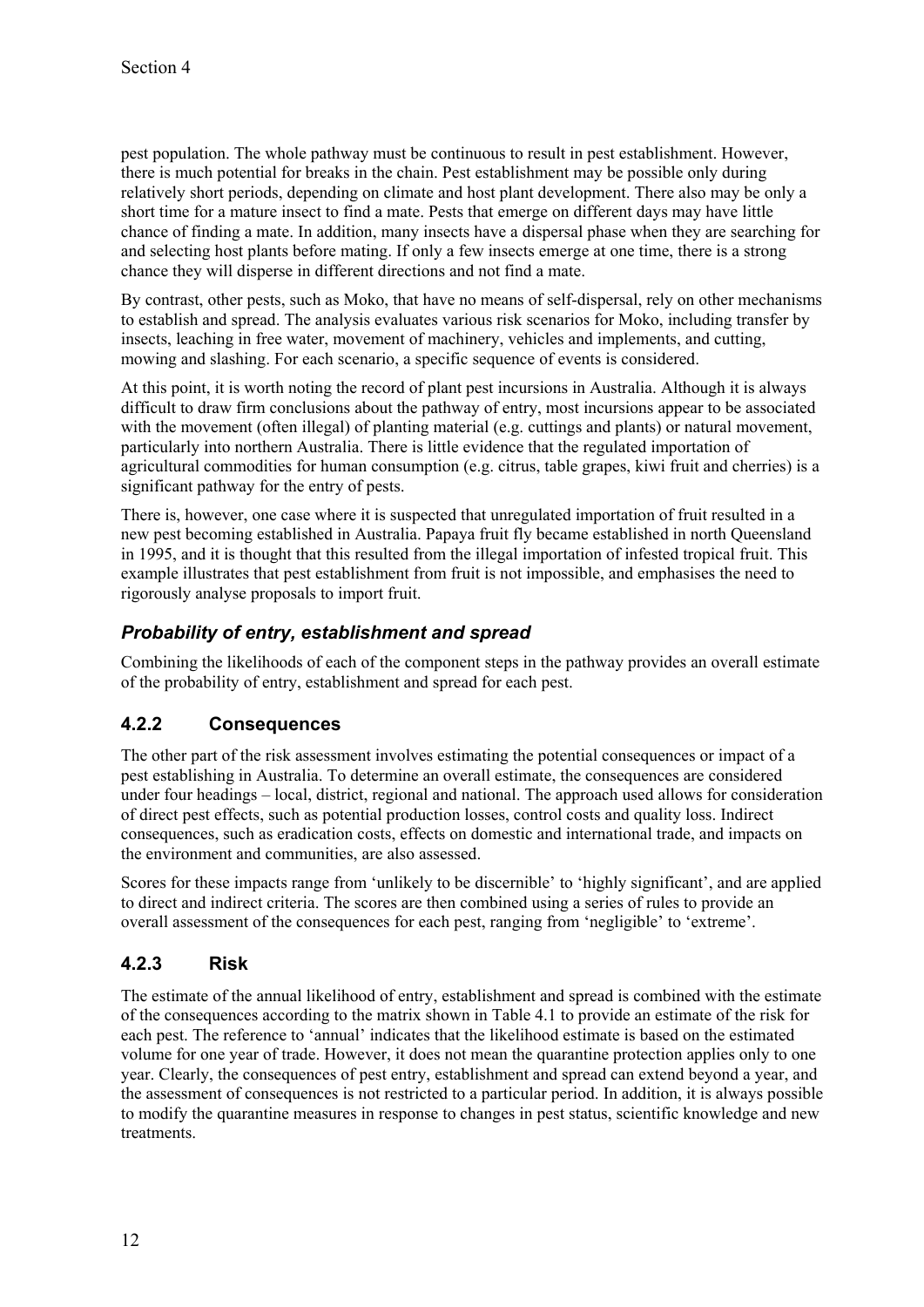pest population. The whole pathway must be continuous to result in pest establishment. However, there is much potential for breaks in the chain. Pest establishment may be possible only during relatively short periods, depending on climate and host plant development. There also may be only a short time for a mature insect to find a mate. Pests that emerge on different days may have little chance of finding a mate. In addition, many insects have a dispersal phase when they are searching for and selecting host plants before mating. If only a few insects emerge at one time, there is a strong chance they will disperse in different directions and not find a mate.

By contrast, other pests, such as Moko, that have no means of self-dispersal, rely on other mechanisms to establish and spread. The analysis evaluates various risk scenarios for Moko, including transfer by insects, leaching in free water, movement of machinery, vehicles and implements, and cutting, mowing and slashing. For each scenario, a specific sequence of events is considered.

At this point, it is worth noting the record of plant pest incursions in Australia. Although it is always difficult to draw firm conclusions about the pathway of entry, most incursions appear to be associated with the movement (often illegal) of planting material (e.g. cuttings and plants) or natural movement, particularly into northern Australia. There is little evidence that the regulated importation of agricultural commodities for human consumption (e.g. citrus, table grapes, kiwi fruit and cherries) is a significant pathway for the entry of pests.

There is, however, one case where it is suspected that unregulated importation of fruit resulted in a new pest becoming established in Australia. Papaya fruit fly became established in north Queensland in 1995, and it is thought that this resulted from the illegal importation of infested tropical fruit. This example illustrates that pest establishment from fruit is not impossible, and emphasises the need to rigorously analyse proposals to import fruit.

### *Probability of entry, establishment and spread*

Combining the likelihoods of each of the component steps in the pathway provides an overall estimate of the probability of entry, establishment and spread for each pest.

## 4.2.2 Consequences

The other part of the risk assessment involves estimating the potential consequences or impact of a pest establishing in Australia. To determine an overall estimate, the consequences are considered under four headings – local, district, regional and national. The approach used allows for consideration of direct pest effects, such as potential production losses, control costs and quality loss. Indirect consequences, such as eradication costs, effects on domestic and international trade, and impacts on the environment and communities, are also assessed.

Scores for these impacts range from 'unlikely to be discernible' to 'highly significant', and are applied to direct and indirect criteria. The scores are then combined using a series of rules to provide an overall assessment of the consequences for each pest, ranging from 'negligible' to 'extreme'.

## 4.2.3 Risk

The estimate of the annual likelihood of entry, establishment and spread is combined with the estimate of the consequences according to the matrix shown in Table 4.1 to provide an estimate of the risk for each pest. The reference to 'annual' indicates that the likelihood estimate is based on the estimated volume for one year of trade. However, it does not mean the quarantine protection applies only to one year. Clearly, the consequences of pest entry, establishment and spread can extend beyond a year, and the assessment of consequences is not restricted to a particular period. In addition, it is always possible to modify the quarantine measures in response to changes in pest status, scientific knowledge and new treatments.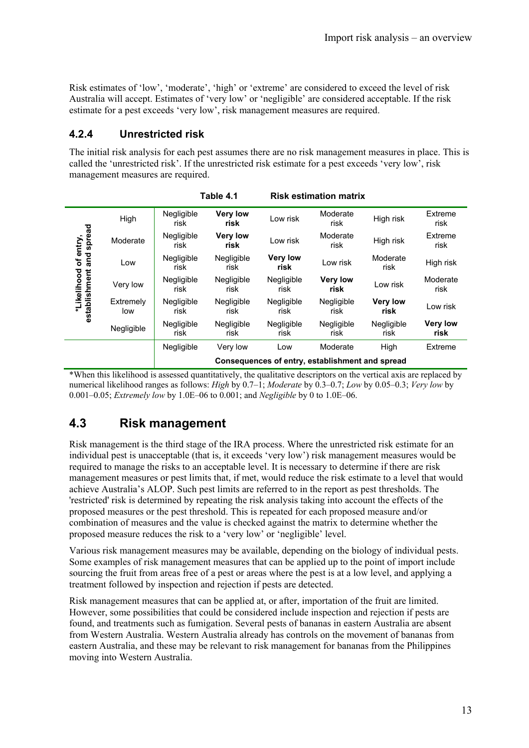Risk estimates of 'low', 'moderate', 'high' or 'extreme' are considered to exceed the level of risk Australia will accept. Estimates of 'very low' or 'negligible' are considered acceptable. If the risk estimate for a pest exceeds 'very low', risk management measures are required.

### 4.2.4 Unrestricted risk

The initial risk analysis for each pest assumes there are no risk management measures in place. This is called the 'unrestricted risk'. If the unrestricted risk estimate for a pest exceeds 'very low', risk management measures are required.

**Table 4.1 Risk estimation matrix**

| *Likelihood of entry, establishment and spread | | | | | | | |
|---|---|---|---|---|---|---|---|
| | High | Negligible risk | **Very low risk** | Low risk | Moderate risk | High risk | Extreme risk |
| | Moderate | Negligible risk | **Very low risk** | Low risk | Moderate risk | High risk | Extreme risk |
| | Low | Negligible risk | Negligible risk | **Very low risk** | Low risk | Moderate risk | High risk |
| | Very low | Negligible risk | Negligible risk | Negligible risk | **Very low risk** | Low risk | Moderate risk |
| | Extremely low | Negligible risk | Negligible risk | Negligible risk | Negligible risk | **Very low risk** | Low risk |
| | Negligible | Negligible risk | Negligible risk | Negligible risk | Negligible risk | Negligible risk | **Very low risk** |
| | | Negligible | Very low | Low | Moderate | High | Extreme |
| | | **Consequences of entry, establishment and spread** | | | | | |

*When this likelihood is assessed quantitatively, the qualitative descriptors on the vertical axis are replaced by numerical likelihood ranges as follows: *High* by 0.7–1; *Moderate* by 0.3–0.7; *Low* by 0.05–0.3; *Very low* by 0.001–0.05; *Extremely low* by 1.0E–06 to 0.001; and *Negligible* by 0 to 1.0E–06.

## 4.3 Risk management

Risk management is the third stage of the IRA process. Where the unrestricted risk estimate for an individual pest is unacceptable (that is, it exceeds 'very low') risk management measures would be required to manage the risks to an acceptable level. It is necessary to determine if there are risk management measures or pest limits that, if met, would reduce the risk estimate to a level that would achieve Australia's ALOP. Such pest limits are referred to in the report as pest thresholds. The 'restricted' risk is determined by repeating the risk analysis taking into account the effects of the proposed measures or the pest threshold. This is repeated for each proposed measure and/or combination of measures and the value is checked against the matrix to determine whether the proposed measure reduces the risk to a 'very low' or 'negligible' level.

Various risk management measures may be available, depending on the biology of individual pests. Some examples of risk management measures that can be applied up to the point of import include sourcing the fruit from areas free of a pest or areas where the pest is at a low level, and applying a treatment followed by inspection and rejection if pests are detected.

Risk management measures that can be applied at, or after, importation of the fruit are limited. However, some possibilities that could be considered include inspection and rejection if pests are found, and treatments such as fumigation. Several pests of bananas in eastern Australia are absent from Western Australia. Western Australia already has controls on the movement of bananas from eastern Australia, and these may be relevant to risk management for bananas from the Philippines moving into Western Australia.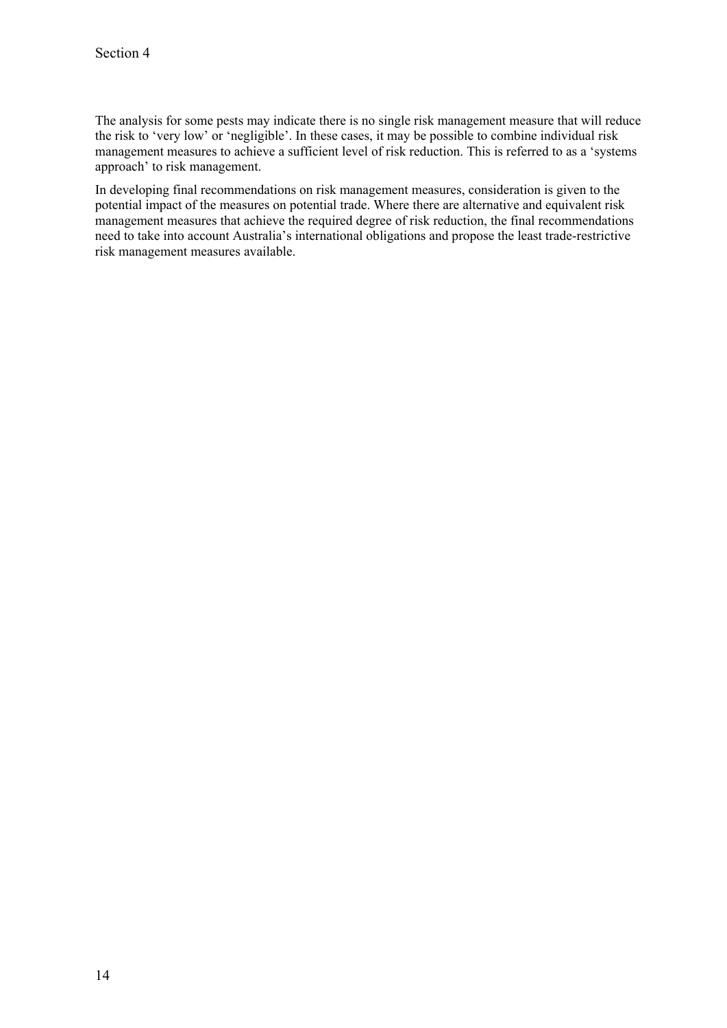The analysis for some pests may indicate there is no single risk management measure that will reduce the risk to 'very low' or 'negligible'. In these cases, it may be possible to combine individual risk management measures to achieve a sufficient level of risk reduction. This is referred to as a 'systems approach' to risk management.

In developing final recommendations on risk management measures, consideration is given to the potential impact of the measures on potential trade. Where there are alternative and equivalent risk management measures that achieve the required degree of risk reduction, the final recommendations need to take into account Australia's international obligations and propose the least trade-restrictive risk management measures available.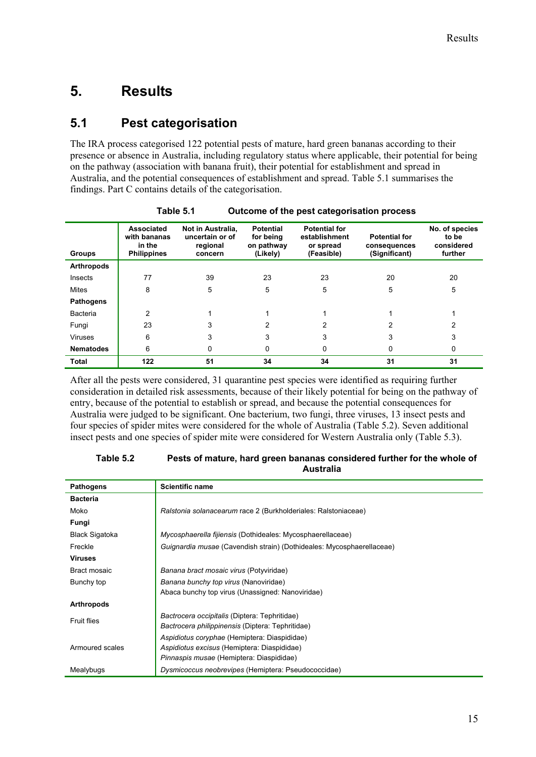# 5. Results

## 5.1 Pest categorisation

The IRA process categorised 122 potential pests of mature, hard green bananas according to their presence or absence in Australia, including regulatory status where applicable, their potential for being on the pathway (association with banana fruit), their potential for establishment and spread in Australia, and the potential consequences of establishment and spread. Table 5.1 summarises the findings. Part C contains details of the categorisation.

**Table 5.1 Outcome of the pest categorisation process**

| Groups | Associated with bananas in the Philippines | Not in Australia, uncertain or of regional concern | Potential for being on pathway (Likely) | Potential for establishment or spread (Feasible) | Potential for consequences (Significant) | No. of species to be considered further |
|---|---|---|---|---|---|---|
| **Arthropods** | | | | | | |
| Insects | 77 | 39 | 23 | 23 | 20 | 20 |
| Mites | 8 | 5 | 5 | 5 | 5 | 5 |
| **Pathogens** | | | | | | |
| Bacteria | 2 | 1 | 1 | 1 | 1 | 1 |
| Fungi | 23 | 3 | 2 | 2 | 2 | 2 |
| Viruses | 6 | 3 | 3 | 3 | 3 | 3 |
| **Nematodes** | 6 | 0 | 0 | 0 | 0 | 0 |
| **Total** | **122** | **51** | **34** | **34** | **31** | **31** |

After all the pests were considered, 31 quarantine pest species were identified as requiring further consideration in detailed risk assessments, because of their likely potential for being on the pathway of entry, because of the potential to establish or spread, and because the potential consequences for Australia were judged to be significant. One bacterium, two fungi, three viruses, 13 insect pests and four species of spider mites were considered for the whole of Australia (Table 5.2). Seven additional insect pests and one species of spider mite were considered for Western Australia only (Table 5.3).

**Table 5.2 Pests of mature, hard green bananas considered further for the whole of Australia**

| Pathogens | Scientific name |
|---|---|
| **Bacteria** | |
| Moko | *Ralstonia solanacearum* race 2 (Burkholderiales: Ralstoniaceae) |
| **Fungi** | |
| Black Sigatoka | *Mycosphaerella fijiensis* (Dothideales: Mycosphaerellaceae) |
| Freckle | *Guignardia musae* (Cavendish strain) (Dothideales: Mycosphaerellaceae) |
| **Viruses** | |
| Bract mosaic | *Banana bract mosaic virus* (Potyviridae) |
| Bunchy top | *Banana bunchy top virus* (Nanoviridae)<br>Abaca bunchy top virus (Unassigned: Nanoviridae) |
| **Arthropods** | |
| Fruit flies | *Bactrocera occipitalis* (Diptera: Tephritidae)<br>*Bactrocera philippinensis* (Diptera: Tephritidae) |
| Armoured scales | *Aspidiotus coryphae* (Hemiptera: Diaspididae)<br>*Aspidiotus excisus* (Hemiptera: Diaspididae)<br>*Pinnaspis musae* (Hemiptera: Diaspididae) |
| Mealybugs | *Dysmicoccus neobrevipes* (Hemiptera: Pseudococcidae) |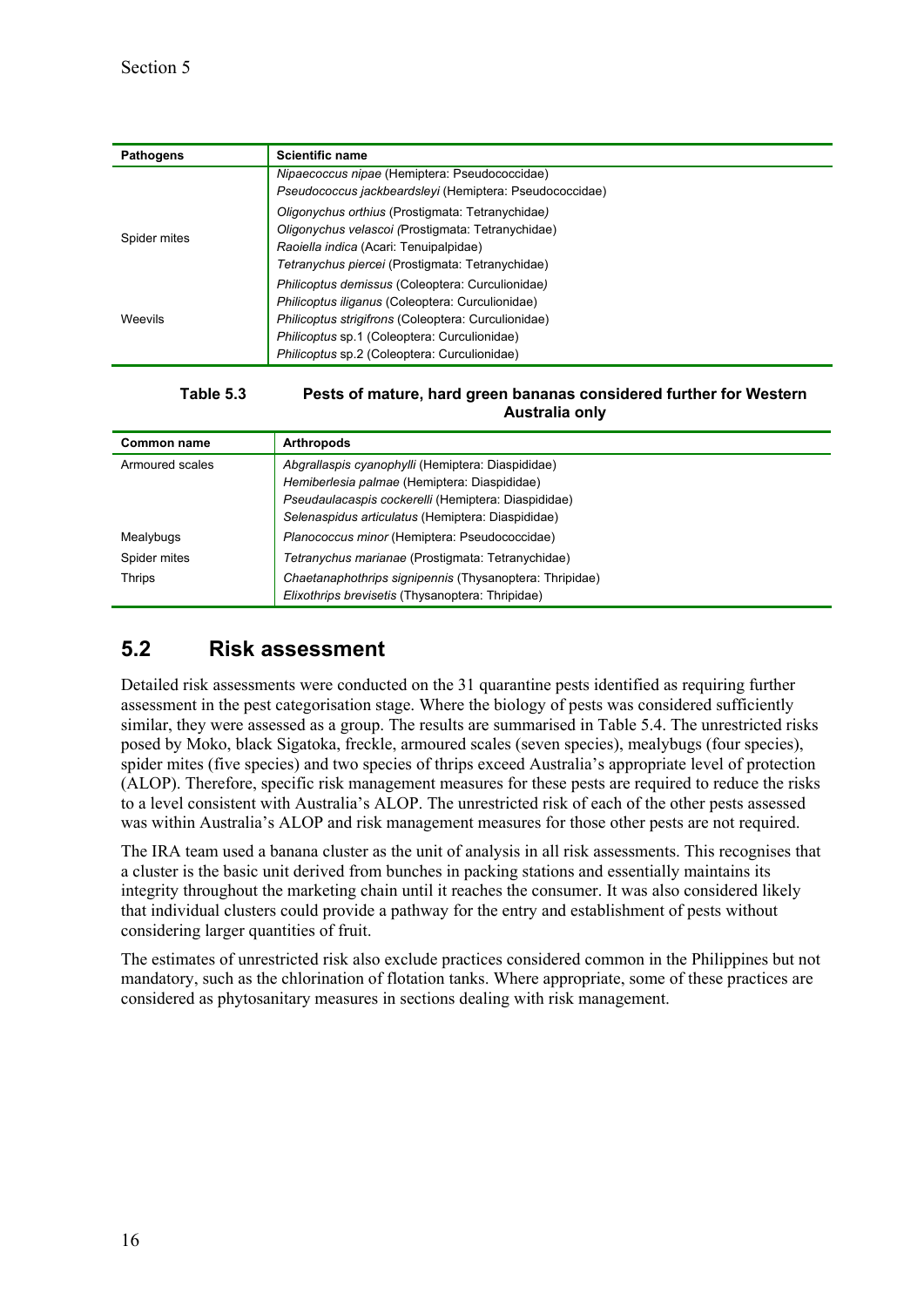| Pathogens | Scientific name |
|---|---|
| | *Nipaecoccus nipae* (Hemiptera: Pseudococcidae)<br>*Pseudococcus jackbeardsleyi* (Hemiptera: Pseudococcidae) |
| Spider mites | *Oligonychus orthius* (Prostigmata: Tetranychidae)<br>*Oligonychus velascoi* (Prostigmata: Tetranychidae)<br>*Raoiella indica* (Acari: Tenuipalpidae)<br>*Tetranychus piercei* (Prostigmata: Tetranychidae) |
| Weevils | *Philicoptus demissus* (Coleoptera: Curculionidae)<br>*Philicoptus iliganus* (Coleoptera: Curculionidae)<br>*Philicoptus strigifrons* (Coleoptera: Curculionidae)<br>*Philicoptus* sp.1 (Coleoptera: Curculionidae)<br>*Philicoptus* sp.2 (Coleoptera: Curculionidae) |

**Table 5.3 Pests of mature, hard green bananas considered further for Western Australia only**

| Common name | Arthropods |
|---|---|
| Armoured scales | *Abgrallaspis cyanophylli* (Hemiptera: Diaspididae)<br>*Hemiberlesia palmae* (Hemiptera: Diaspididae)<br>*Pseudaulacaspis cockerelli* (Hemiptera: Diaspididae)<br>*Selenaspidus articulatus* (Hemiptera: Diaspididae) |
| Mealybugs | *Planococcus minor* (Hemiptera: Pseudococcidae) |
| Spider mites | *Tetranychus marianae* (Prostigmata: Tetranychidae) |
| Thrips | *Chaetanaphothrips signipennis* (Thysanoptera: Thripidae)<br>*Elixothrips brevisetis* (Thysanoptera: Thripidae) |

## 5.2 Risk assessment

Detailed risk assessments were conducted on the 31 quarantine pests identified as requiring further assessment in the pest categorisation stage. Where the biology of pests was considered sufficiently similar, they were assessed as a group. The results are summarised in Table 5.4. The unrestricted risks posed by Moko, black Sigatoka, freckle, armoured scales (seven species), mealybugs (four species), spider mites (five species) and two species of thrips exceed Australia's appropriate level of protection (ALOP). Therefore, specific risk management measures for these pests are required to reduce the risks to a level consistent with Australia's ALOP. The unrestricted risk of each of the other pests assessed was within Australia's ALOP and risk management measures for those other pests are not required.

The IRA team used a banana cluster as the unit of analysis in all risk assessments. This recognises that a cluster is the basic unit derived from bunches in packing stations and essentially maintains its integrity throughout the marketing chain until it reaches the consumer. It was also considered likely that individual clusters could provide a pathway for the entry and establishment of pests without considering larger quantities of fruit.

The estimates of unrestricted risk also exclude practices considered common in the Philippines but not mandatory, such as the chlorination of flotation tanks. Where appropriate, some of these practices are considered as phytosanitary measures in sections dealing with risk management.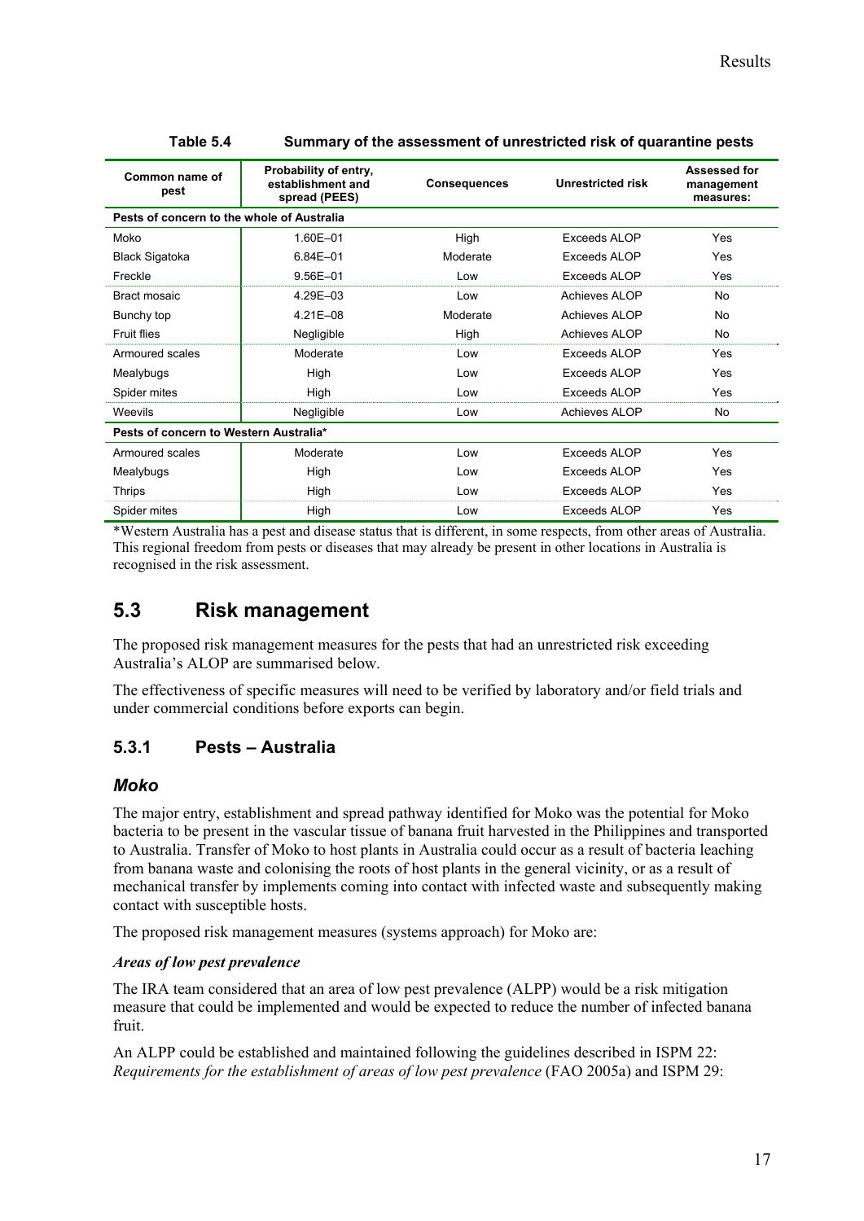**Table 5.4 Summary of the assessment of unrestricted risk of quarantine pests**

| Common name of pest | Probability of entry, establishment and spread (PEES) | Consequences | Unrestricted risk | Assessed for management measures: |
|---|---|---|---|---|
| **Pests of concern to the whole of Australia** | | | | |
| Moko | 1.60E–01 | High | Exceeds ALOP | Yes |
| Black Sigatoka | 6.84E–01 | Moderate | Exceeds ALOP | Yes |
| Freckle | 9.56E–01 | Low | Exceeds ALOP | Yes |
| Bract mosaic | 4.29E–03 | Low | Achieves ALOP | No |
| Bunchy top | 4.21E–08 | Moderate | Achieves ALOP | No |
| Fruit flies | Negligible | High | Achieves ALOP | No |
| Armoured scales | Moderate | Low | Exceeds ALOP | Yes |
| Mealybugs | High | Low | Exceeds ALOP | Yes |
| Spider mites | High | Low | Exceeds ALOP | Yes |
| Weevils | Negligible | Low | Achieves ALOP | No |
| **Pests of concern to Western Australia*** | | | | |
| Armoured scales | Moderate | Low | Exceeds ALOP | Yes |
| Mealybugs | High | Low | Exceeds ALOP | Yes |
| Thrips | High | Low | Exceeds ALOP | Yes |
| Spider mites | High | Low | Exceeds ALOP | Yes |

*Western Australia has a pest and disease status that is different, in some respects, from other areas of Australia. This regional freedom from pests or diseases that may already be present in other locations in Australia is recognised in the risk assessment.

## 5.3 Risk management

The proposed risk management measures for the pests that had an unrestricted risk exceeding Australia's ALOP are summarised below.

The effectiveness of specific measures will need to be verified by laboratory and/or field trials and under commercial conditions before exports can begin.

### 5.3.1 Pests – Australia

#### *Moko*

The major entry, establishment and spread pathway identified for Moko was the potential for Moko bacteria to be present in the vascular tissue of banana fruit harvested in the Philippines and transported to Australia. Transfer of Moko to host plants in Australia could occur as a result of bacteria leaching from banana waste and colonising the roots of host plants in the general vicinity, or as a result of mechanical transfer by implements coming into contact with infected waste and subsequently making contact with susceptible hosts.

The proposed risk management measures (systems approach) for Moko are:

***Areas of low pest prevalence***

The IRA team considered that an area of low pest prevalence (ALPP) would be a risk mitigation measure that could be implemented and would be expected to reduce the number of infected banana fruit.

An ALPP could be established and maintained following the guidelines described in ISPM 22: *Requirements for the establishment of areas of low pest prevalence* (FAO 2005a) and ISPM 29: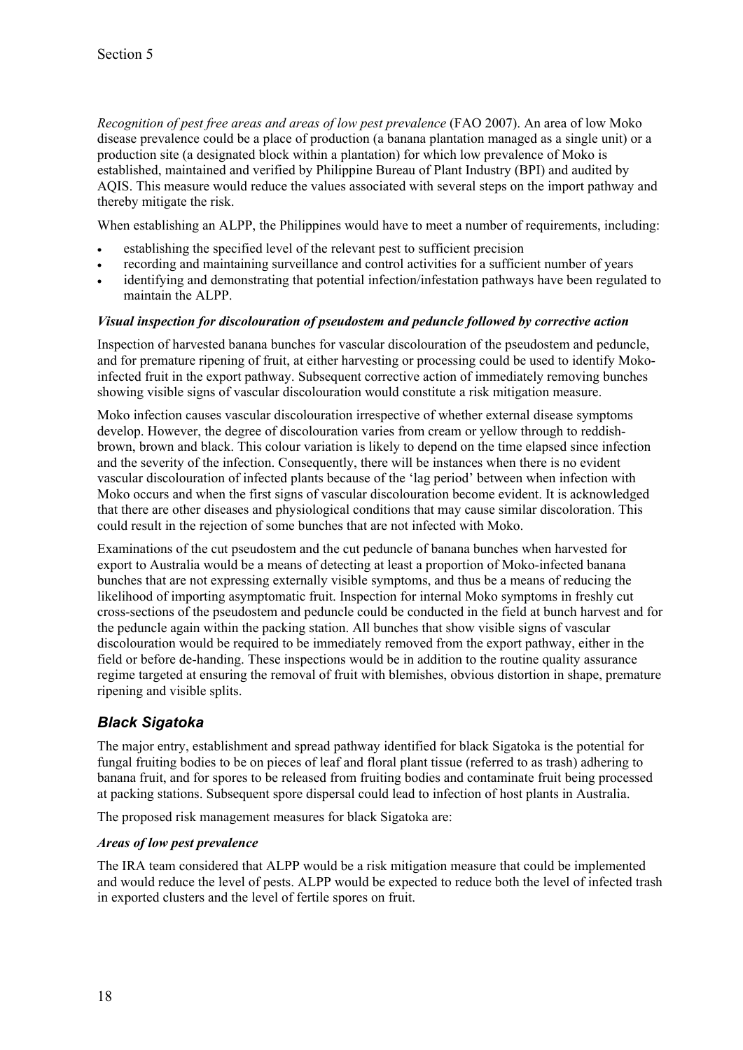*Recognition of pest free areas and areas of low pest prevalence* (FAO 2007). An area of low Moko disease prevalence could be a place of production (a banana plantation managed as a single unit) or a production site (a designated block within a plantation) for which low prevalence of Moko is established, maintained and verified by Philippine Bureau of Plant Industry (BPI) and audited by AQIS. This measure would reduce the values associated with several steps on the import pathway and thereby mitigate the risk.

When establishing an ALPP, the Philippines would have to meet a number of requirements, including:

- establishing the specified level of the relevant pest to sufficient precision
- recording and maintaining surveillance and control activities for a sufficient number of years
- identifying and demonstrating that potential infection/infestation pathways have been regulated to maintain the ALPP.

***Visual inspection for discolouration of pseudostem and peduncle followed by corrective action***

Inspection of harvested banana bunches for vascular discolouration of the pseudostem and peduncle, and for premature ripening of fruit, at either harvesting or processing could be used to identify Moko-infected fruit in the export pathway. Subsequent corrective action of immediately removing bunches showing visible signs of vascular discolouration would constitute a risk mitigation measure.

Moko infection causes vascular discolouration irrespective of whether external disease symptoms develop. However, the degree of discolouration varies from cream or yellow through to reddish-brown, brown and black. This colour variation is likely to depend on the time elapsed since infection and the severity of the infection. Consequently, there will be instances when there is no evident vascular discolouration of infected plants because of the 'lag period' between when infection with Moko occurs and when the first signs of vascular discolouration become evident. It is acknowledged that there are other diseases and physiological conditions that may cause similar discoloration. This could result in the rejection of some bunches that are not infected with Moko.

Examinations of the cut pseudostem and the cut peduncle of banana bunches when harvested for export to Australia would be a means of detecting at least a proportion of Moko-infected banana bunches that are not expressing externally visible symptoms, and thus be a means of reducing the likelihood of importing asymptomatic fruit. Inspection for internal Moko symptoms in freshly cut cross-sections of the pseudostem and peduncle could be conducted in the field at bunch harvest and for the peduncle again within the packing station. All bunches that show visible signs of vascular discolouration would be required to be immediately removed from the export pathway, either in the field or before de-handing. These inspections would be in addition to the routine quality assurance regime targeted at ensuring the removal of fruit with blemishes, obvious distortion in shape, premature ripening and visible splits.

## *Black Sigatoka*

The major entry, establishment and spread pathway identified for black Sigatoka is the potential for fungal fruiting bodies to be on pieces of leaf and floral plant tissue (referred to as trash) adhering to banana fruit, and for spores to be released from fruiting bodies and contaminate fruit being processed at packing stations. Subsequent spore dispersal could lead to infection of host plants in Australia.

The proposed risk management measures for black Sigatoka are:

***Areas of low pest prevalence***

The IRA team considered that ALPP would be a risk mitigation measure that could be implemented and would reduce the level of pests. ALPP would be expected to reduce both the level of infected trash in exported clusters and the level of fertile spores on fruit.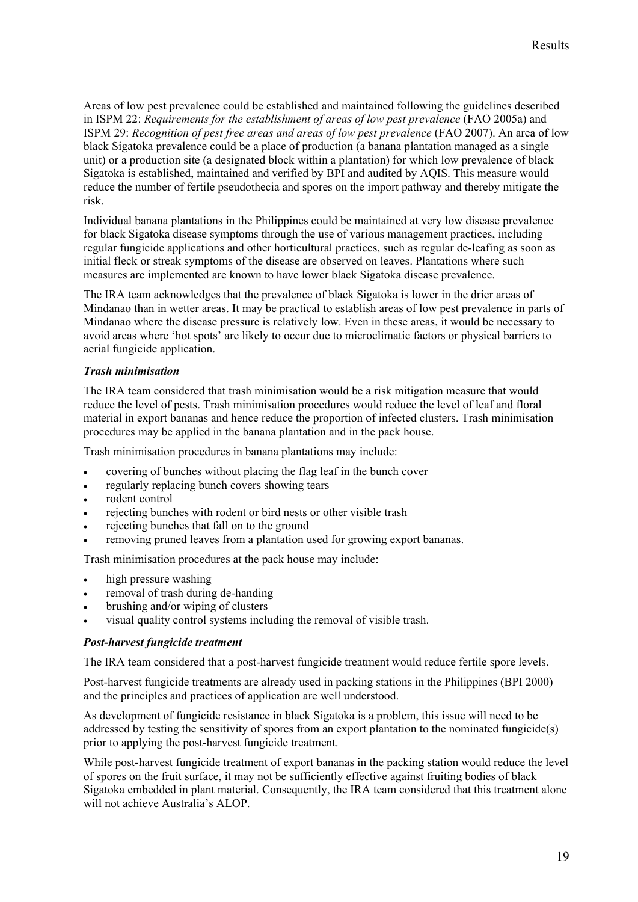Areas of low pest prevalence could be established and maintained following the guidelines described in ISPM 22: *Requirements for the establishment of areas of low pest prevalence* (FAO 2005a) and ISPM 29: *Recognition of pest free areas and areas of low pest prevalence* (FAO 2007). An area of low black Sigatoka prevalence could be a place of production (a banana plantation managed as a single unit) or a production site (a designated block within a plantation) for which low prevalence of black Sigatoka is established, maintained and verified by BPI and audited by AQIS. This measure would reduce the number of fertile pseudothecia and spores on the import pathway and thereby mitigate the risk.

Individual banana plantations in the Philippines could be maintained at very low disease prevalence for black Sigatoka disease symptoms through the use of various management practices, including regular fungicide applications and other horticultural practices, such as regular de-leafing as soon as initial fleck or streak symptoms of the disease are observed on leaves. Plantations where such measures are implemented are known to have lower black Sigatoka disease prevalence.

The IRA team acknowledges that the prevalence of black Sigatoka is lower in the drier areas of Mindanao than in wetter areas. It may be practical to establish areas of low pest prevalence in parts of Mindanao where the disease pressure is relatively low. Even in these areas, it would be necessary to avoid areas where 'hot spots' are likely to occur due to microclimatic factors or physical barriers to aerial fungicide application.

***Trash minimisation***

The IRA team considered that trash minimisation would be a risk mitigation measure that would reduce the level of pests. Trash minimisation procedures would reduce the level of leaf and floral material in export bananas and hence reduce the proportion of infected clusters. Trash minimisation procedures may be applied in the banana plantation and in the pack house.

Trash minimisation procedures in banana plantations may include:

- covering of bunches without placing the flag leaf in the bunch cover
- regularly replacing bunch covers showing tears
- rodent control
- rejecting bunches with rodent or bird nests or other visible trash
- rejecting bunches that fall on to the ground
- removing pruned leaves from a plantation used for growing export bananas.

Trash minimisation procedures at the pack house may include:

- high pressure washing
- removal of trash during de-handing
- brushing and/or wiping of clusters
- visual quality control systems including the removal of visible trash.

***Post-harvest fungicide treatment***

The IRA team considered that a post-harvest fungicide treatment would reduce fertile spore levels.

Post-harvest fungicide treatments are already used in packing stations in the Philippines (BPI 2000) and the principles and practices of application are well understood.

As development of fungicide resistance in black Sigatoka is a problem, this issue will need to be addressed by testing the sensitivity of spores from an export plantation to the nominated fungicide(s) prior to applying the post-harvest fungicide treatment.

While post-harvest fungicide treatment of export bananas in the packing station would reduce the level of spores on the fruit surface, it may not be sufficiently effective against fruiting bodies of black Sigatoka embedded in plant material. Consequently, the IRA team considered that this treatment alone will not achieve Australia's ALOP.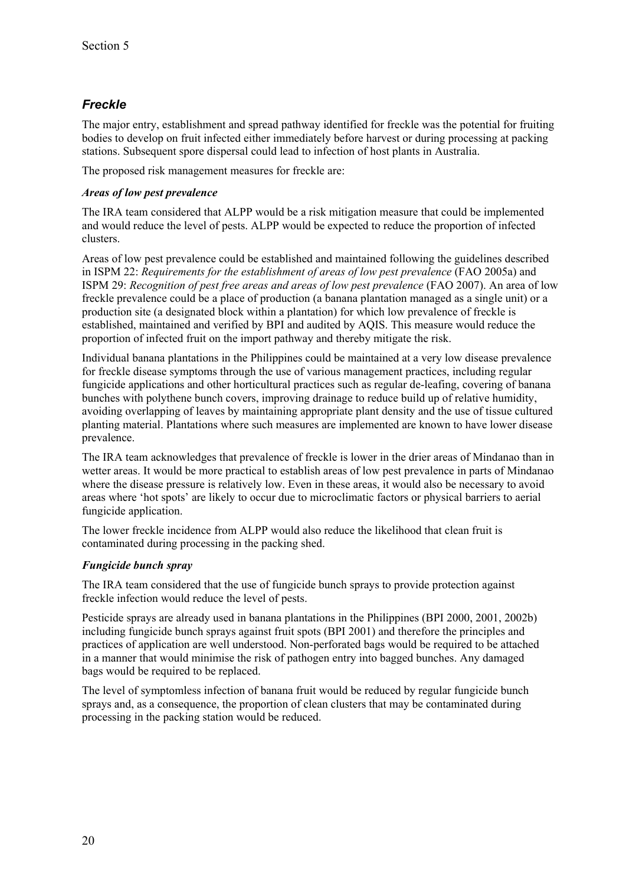## *Freckle*

The major entry, establishment and spread pathway identified for freckle was the potential for fruiting bodies to develop on fruit infected either immediately before harvest or during processing at packing stations. Subsequent spore dispersal could lead to infection of host plants in Australia.

The proposed risk management measures for freckle are:

### *Areas of low pest prevalence*

The IRA team considered that ALPP would be a risk mitigation measure that could be implemented and would reduce the level of pests. ALPP would be expected to reduce the proportion of infected clusters.

Areas of low pest prevalence could be established and maintained following the guidelines described in ISPM 22: *Requirements for the establishment of areas of low pest prevalence* (FAO 2005a) and ISPM 29: *Recognition of pest free areas and areas of low pest prevalence* (FAO 2007). An area of low freckle prevalence could be a place of production (a banana plantation managed as a single unit) or a production site (a designated block within a plantation) for which low prevalence of freckle is established, maintained and verified by BPI and audited by AQIS. This measure would reduce the proportion of infected fruit on the import pathway and thereby mitigate the risk.

Individual banana plantations in the Philippines could be maintained at a very low disease prevalence for freckle disease symptoms through the use of various management practices, including regular fungicide applications and other horticultural practices such as regular de-leafing, covering of banana bunches with polythene bunch covers, improving drainage to reduce build up of relative humidity, avoiding overlapping of leaves by maintaining appropriate plant density and the use of tissue cultured planting material. Plantations where such measures are implemented are known to have lower disease prevalence.

The IRA team acknowledges that prevalence of freckle is lower in the drier areas of Mindanao than in wetter areas. It would be more practical to establish areas of low pest prevalence in parts of Mindanao where the disease pressure is relatively low. Even in these areas, it would also be necessary to avoid areas where 'hot spots' are likely to occur due to microclimatic factors or physical barriers to aerial fungicide application.

The lower freckle incidence from ALPP would also reduce the likelihood that clean fruit is contaminated during processing in the packing shed.

### *Fungicide bunch spray*

The IRA team considered that the use of fungicide bunch sprays to provide protection against freckle infection would reduce the level of pests.

Pesticide sprays are already used in banana plantations in the Philippines (BPI 2000, 2001, 2002b) including fungicide bunch sprays against fruit spots (BPI 2001) and therefore the principles and practices of application are well understood. Non-perforated bags would be required to be attached in a manner that would minimise the risk of pathogen entry into bagged bunches. Any damaged bags would be required to be replaced.

The level of symptomless infection of banana fruit would be reduced by regular fungicide bunch sprays and, as a consequence, the proportion of clean clusters that may be contaminated during processing in the packing station would be reduced.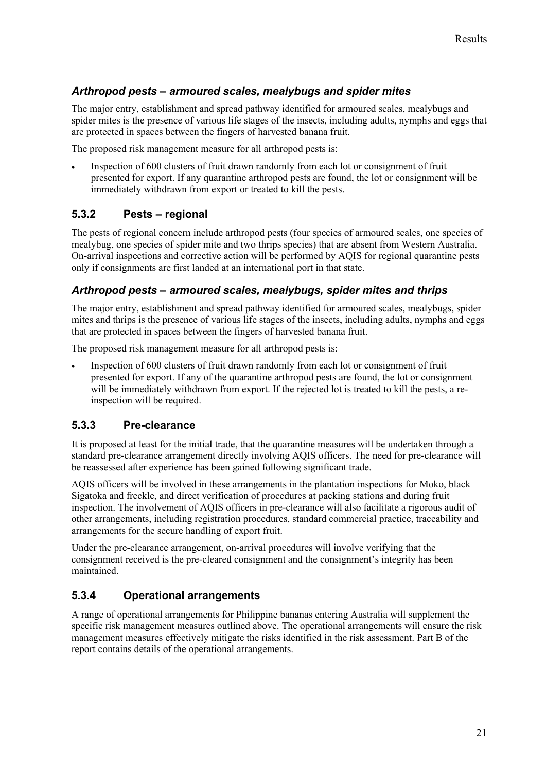### *Arthropod pests – armoured scales, mealybugs and spider mites*

The major entry, establishment and spread pathway identified for armoured scales, mealybugs and spider mites is the presence of various life stages of the insects, including adults, nymphs and eggs that are protected in spaces between the fingers of harvested banana fruit.

The proposed risk management measure for all arthropod pests is:

- Inspection of 600 clusters of fruit drawn randomly from each lot or consignment of fruit presented for export. If any quarantine arthropod pests are found, the lot or consignment will be immediately withdrawn from export or treated to kill the pests.

## 5.3.2 Pests – regional

The pests of regional concern include arthropod pests (four species of armoured scales, one species of mealybug, one species of spider mite and two thrips species) that are absent from Western Australia. On-arrival inspections and corrective action will be performed by AQIS for regional quarantine pests only if consignments are first landed at an international port in that state.

### *Arthropod pests – armoured scales, mealybugs, spider mites and thrips*

The major entry, establishment and spread pathway identified for armoured scales, mealybugs, spider mites and thrips is the presence of various life stages of the insects, including adults, nymphs and eggs that are protected in spaces between the fingers of harvested banana fruit.

The proposed risk management measure for all arthropod pests is:

- Inspection of 600 clusters of fruit drawn randomly from each lot or consignment of fruit presented for export. If any of the quarantine arthropod pests are found, the lot or consignment will be immediately withdrawn from export. If the rejected lot is treated to kill the pests, a re-inspection will be required.

## 5.3.3 Pre-clearance

It is proposed at least for the initial trade, that the quarantine measures will be undertaken through a standard pre-clearance arrangement directly involving AQIS officers. The need for pre-clearance will be reassessed after experience has been gained following significant trade.

AQIS officers will be involved in these arrangements in the plantation inspections for Moko, black Sigatoka and freckle, and direct verification of procedures at packing stations and during fruit inspection. The involvement of AQIS officers in pre-clearance will also facilitate a rigorous audit of other arrangements, including registration procedures, standard commercial practice, traceability and arrangements for the secure handling of export fruit.

Under the pre-clearance arrangement, on-arrival procedures will involve verifying that the consignment received is the pre-cleared consignment and the consignment's integrity has been maintained.

## 5.3.4 Operational arrangements

A range of operational arrangements for Philippine bananas entering Australia will supplement the specific risk management measures outlined above. The operational arrangements will ensure the risk management measures effectively mitigate the risks identified in the risk assessment. Part B of the report contains details of the operational arrangements.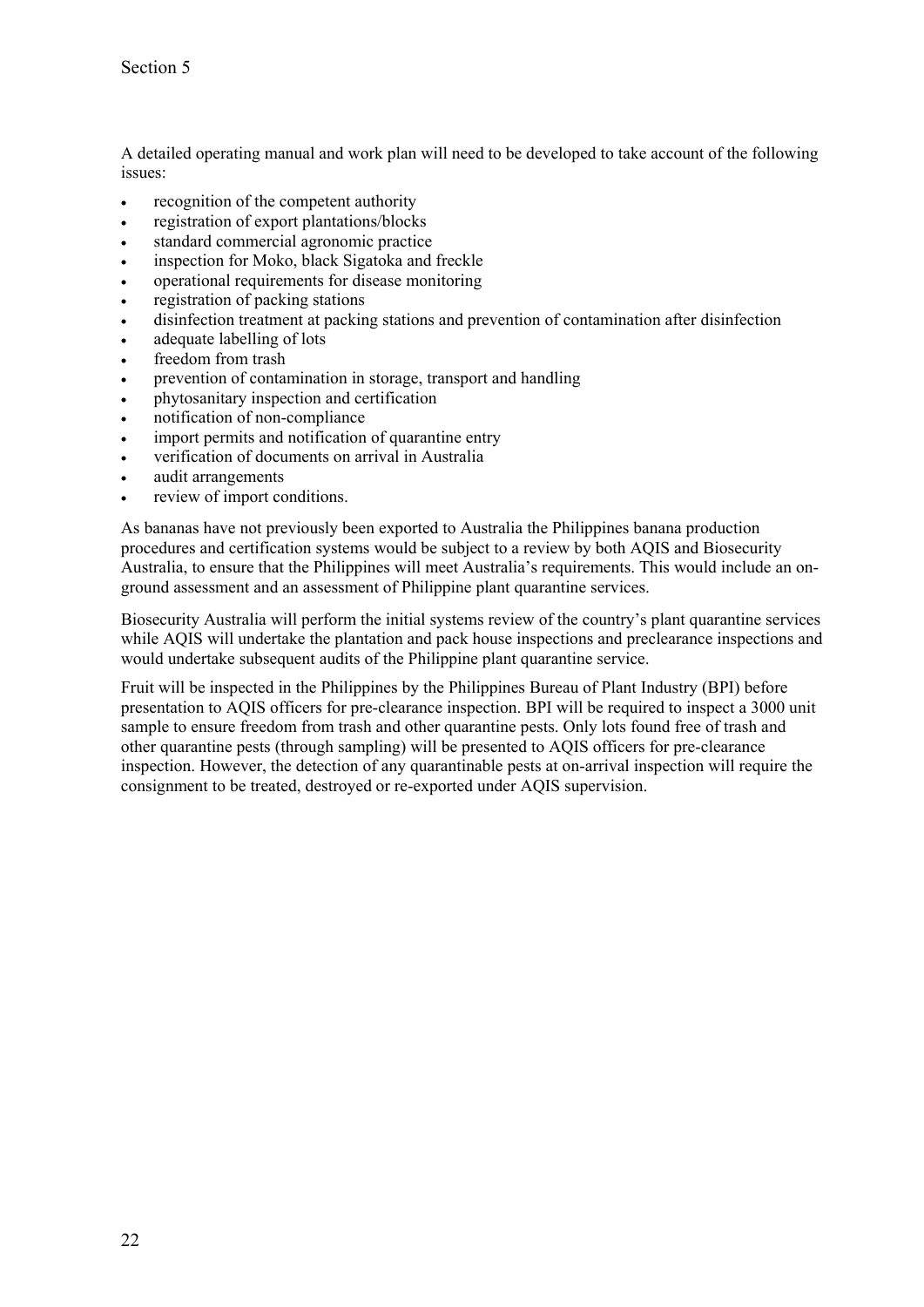A detailed operating manual and work plan will need to be developed to take account of the following issues:

- recognition of the competent authority
- registration of export plantations/blocks
- standard commercial agronomic practice
- inspection for Moko, black Sigatoka and freckle
- operational requirements for disease monitoring
- registration of packing stations
- disinfection treatment at packing stations and prevention of contamination after disinfection
- adequate labelling of lots
- freedom from trash
- prevention of contamination in storage, transport and handling
- phytosanitary inspection and certification
- notification of non-compliance
- import permits and notification of quarantine entry
- verification of documents on arrival in Australia
- audit arrangements
- review of import conditions.

As bananas have not previously been exported to Australia the Philippines banana production procedures and certification systems would be subject to a review by both AQIS and Biosecurity Australia, to ensure that the Philippines will meet Australia's requirements. This would include an on-ground assessment and an assessment of Philippine plant quarantine services.

Biosecurity Australia will perform the initial systems review of the country's plant quarantine services while AQIS will undertake the plantation and pack house inspections and preclearance inspections and would undertake subsequent audits of the Philippine plant quarantine service.

Fruit will be inspected in the Philippines by the Philippines Bureau of Plant Industry (BPI) before presentation to AQIS officers for pre-clearance inspection. BPI will be required to inspect a 3000 unit sample to ensure freedom from trash and other quarantine pests. Only lots found free of trash and other quarantine pests (through sampling) will be presented to AQIS officers for pre-clearance inspection. However, the detection of any quarantinable pests at on-arrival inspection will require the consignment to be treated, destroyed or re-exported under AQIS supervision.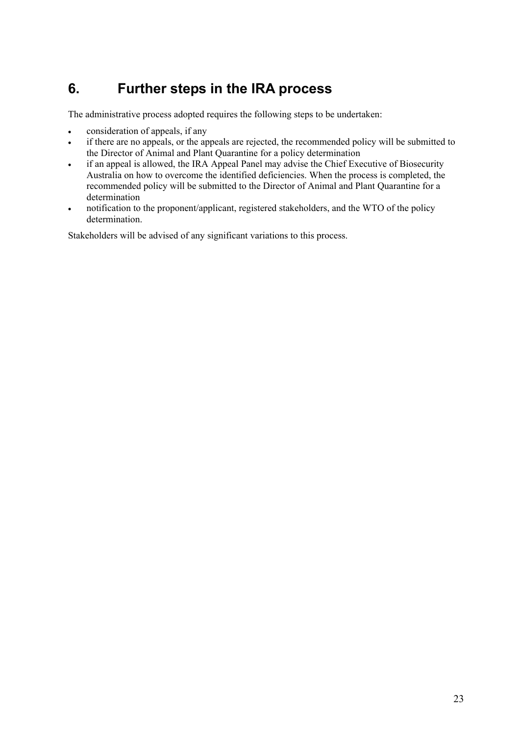# 6. Further steps in the IRA process

The administrative process adopted requires the following steps to be undertaken:

- consideration of appeals, if any
- if there are no appeals, or the appeals are rejected, the recommended policy will be submitted to the Director of Animal and Plant Quarantine for a policy determination
- if an appeal is allowed, the IRA Appeal Panel may advise the Chief Executive of Biosecurity Australia on how to overcome the identified deficiencies. When the process is completed, the recommended policy will be submitted to the Director of Animal and Plant Quarantine for a determination
- notification to the proponent/applicant, registered stakeholders, and the WTO of the policy determination.

Stakeholders will be advised of any significant variations to this process.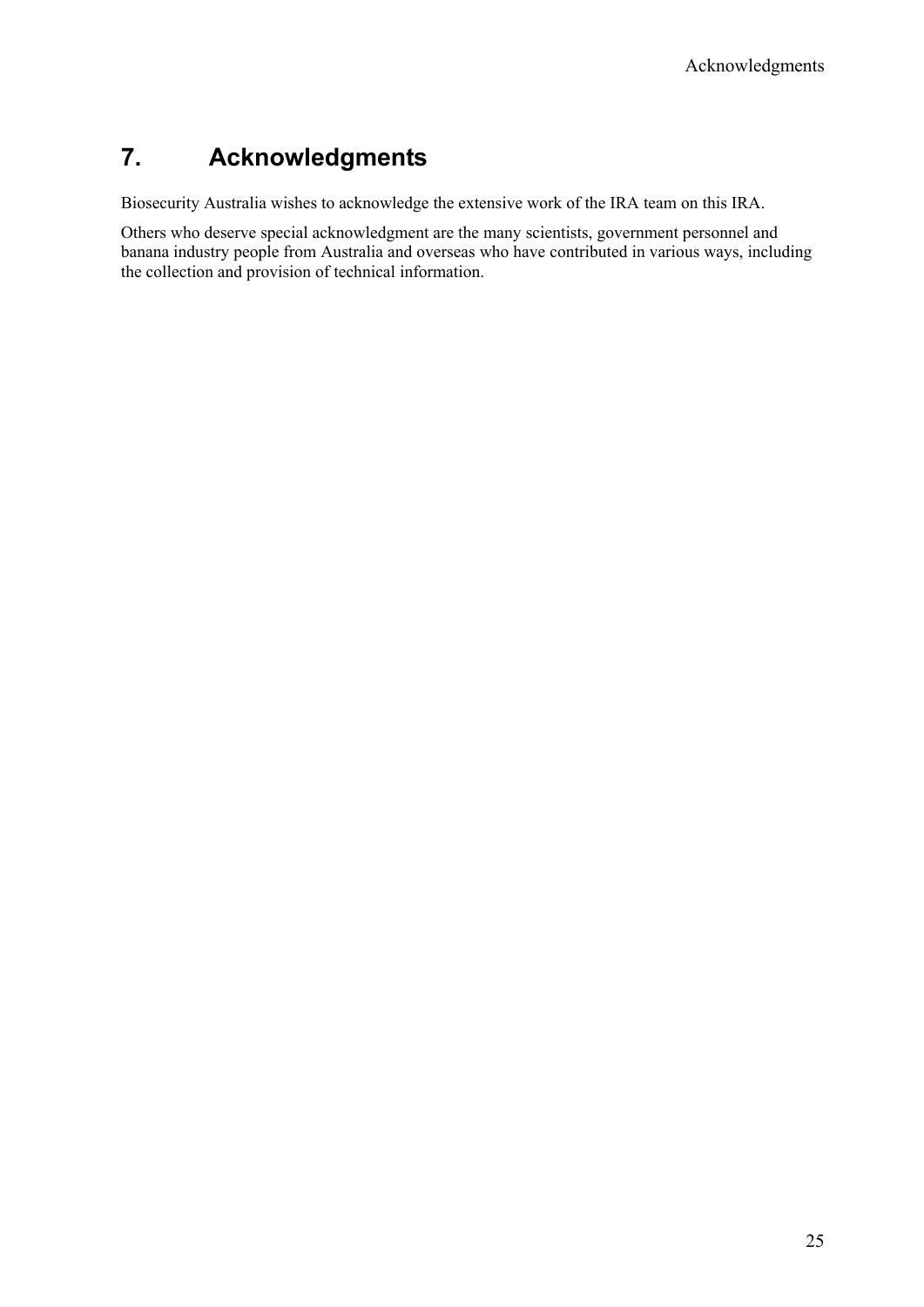# 7. Acknowledgments

Biosecurity Australia wishes to acknowledge the extensive work of the IRA team on this IRA.

Others who deserve special acknowledgment are the many scientists, government personnel and banana industry people from Australia and overseas who have contributed in various ways, including the collection and provision of technical information.